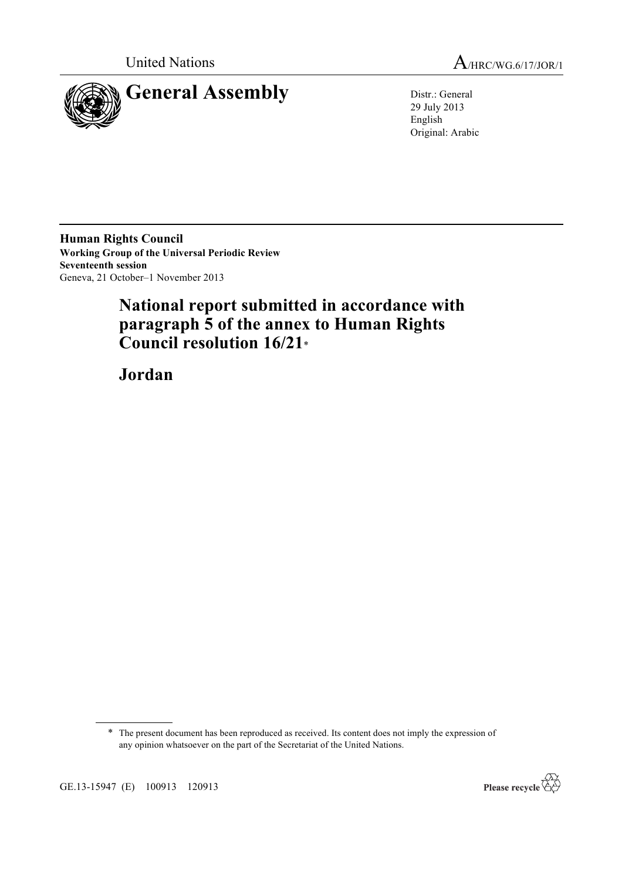United Nations

A/HRC/WG.6/17/JOR/1

# General Assembly

Distr.: General
29 July 2013
English
Original: Arabic

**Human Rights Council**
**Working Group of the Universal Periodic Review**
**Seventeenth session**
Geneva, 21 October–1 November 2013

# National report submitted in accordance with paragraph 5 of the annex to Human Rights Council resolution 16/21*

# Jordan

---

\* The present document has been reproduced as received. Its content does not imply the expression of any opinion whatsoever on the part of the Secretariat of the United Nations.

GE.13-15947 (E) 100913 120913

Please recycle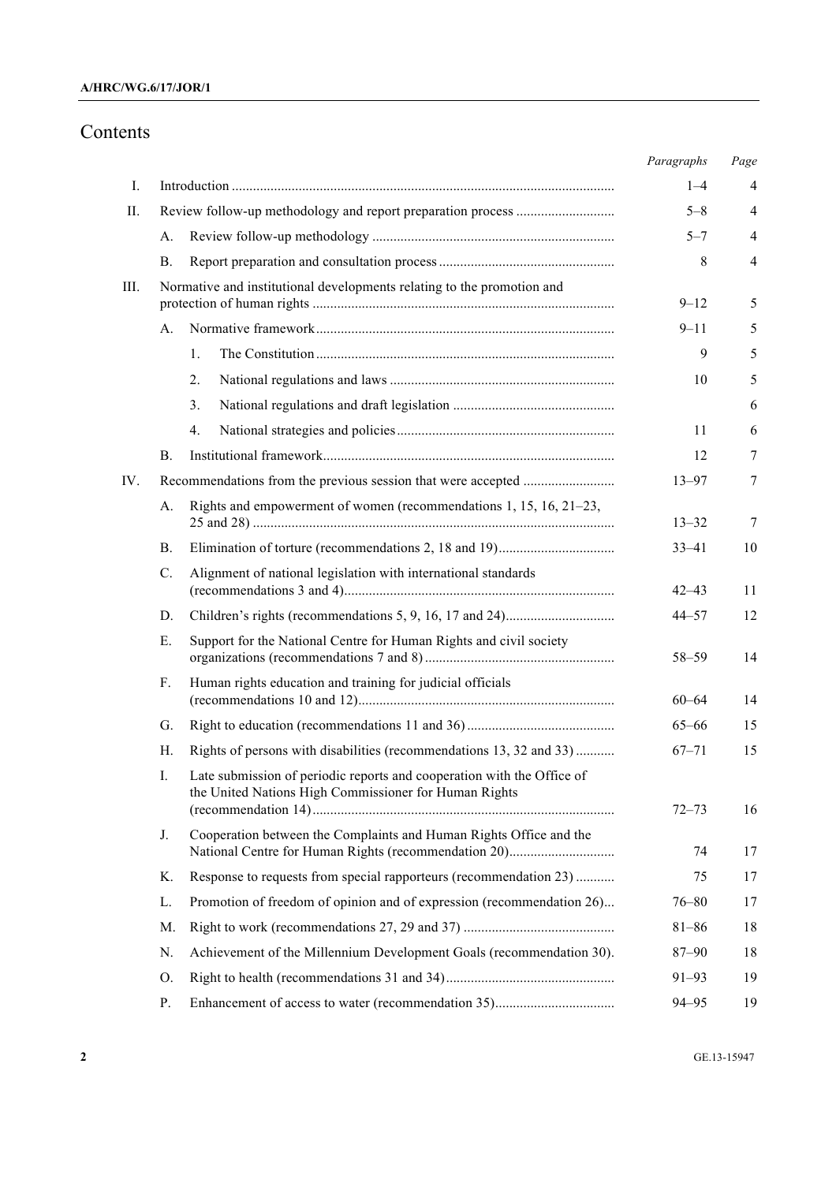# Contents

| | | | Paragraphs | Page |
|---|---|---|---|---|
| I. | Introduction | | 1–4 | 4 |
| II. | Review follow-up methodology and report preparation process | | 5–8 | 4 |
| | A. | Review follow-up methodology | 5–7 | 4 |
| | B. | Report preparation and consultation process | 8 | 4 |
| III. | Normative and institutional developments relating to the promotion and protection of human rights | | 9–12 | 5 |
| | A. | Normative framework | 9–11 | 5 |
| | | 1. The Constitution | 9 | 5 |
| | | 2. National regulations and laws | 10 | 5 |
| | | 3. National regulations and draft legislation | | 6 |
| | | 4. National strategies and policies | 11 | 6 |
| | B. | Institutional framework | 12 | 7 |
| IV. | Recommendations from the previous session that were accepted | | 13–97 | 7 |
| | A. | Rights and empowerment of women (recommendations 1, 15, 16, 21–23, 25 and 28) | 13–32 | 7 |
| | B. | Elimination of torture (recommendations 2, 18 and 19) | 33–41 | 10 |
| | C. | Alignment of national legislation with international standards (recommendations 3 and 4) | 42–43 | 11 |
| | D. | Children's rights (recommendations 5, 9, 16, 17 and 24) | 44–57 | 12 |
| | E. | Support for the National Centre for Human Rights and civil society organizations (recommendations 7 and 8) | 58–59 | 14 |
| | F. | Human rights education and training for judicial officials (recommendations 10 and 12) | 60–64 | 14 |
| | G. | Right to education (recommendations 11 and 36) | 65–66 | 15 |
| | H. | Rights of persons with disabilities (recommendations 13, 32 and 33) | 67–71 | 15 |
| | I. | Late submission of periodic reports and cooperation with the Office of the United Nations High Commissioner for Human Rights (recommendation 14) | 72–73 | 16 |
| | J. | Cooperation between the Complaints and Human Rights Office and the National Centre for Human Rights (recommendation 20) | 74 | 17 |
| | K. | Response to requests from special rapporteurs (recommendation 23) | 75 | 17 |
| | L. | Promotion of freedom of opinion and of expression (recommendation 26) | 76–80 | 17 |
| | M. | Right to work (recommendations 27, 29 and 37) | 81–86 | 18 |
| | N. | Achievement of the Millennium Development Goals (recommendation 30) | 87–90 | 18 |
| | O. | Right to health (recommendations 31 and 34) | 91–93 | 19 |
| | P. | Enhancement of access to water (recommendation 35) | 94–95 | 19 |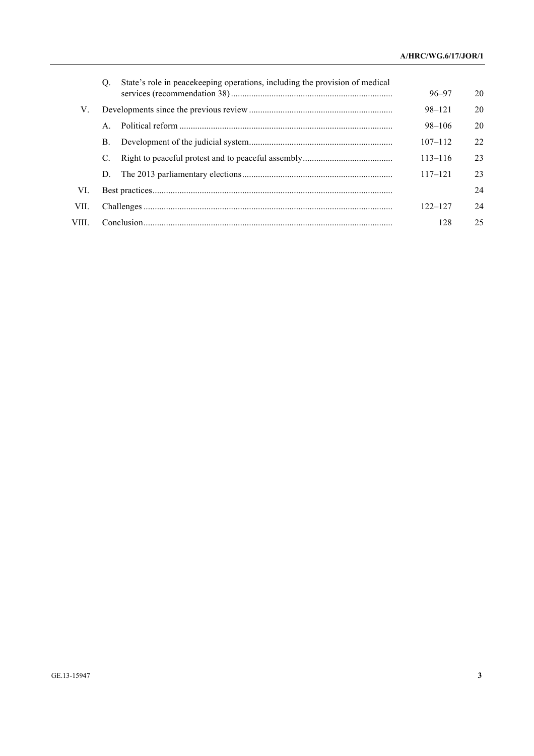| | | | Paragraphs | Page |
|---|---|---|---|---|
| | Q. | State's role in peacekeeping operations, including the provision of medical services (recommendation 38) | 96–97 | 20 |
| V. | | Developments since the previous review | 98–121 | 20 |
| | A. | Political reform | 98–106 | 20 |
| | B. | Development of the judicial system | 107–112 | 22 |
| | C. | Right to peaceful protest and to peaceful assembly | 113–116 | 23 |
| | D. | The 2013 parliamentary elections | 117–121 | 23 |
| VI. | | Best practices | | 24 |
| VII. | | Challenges | 122–127 | 24 |
| VIII. | | Conclusion | 128 | 25 |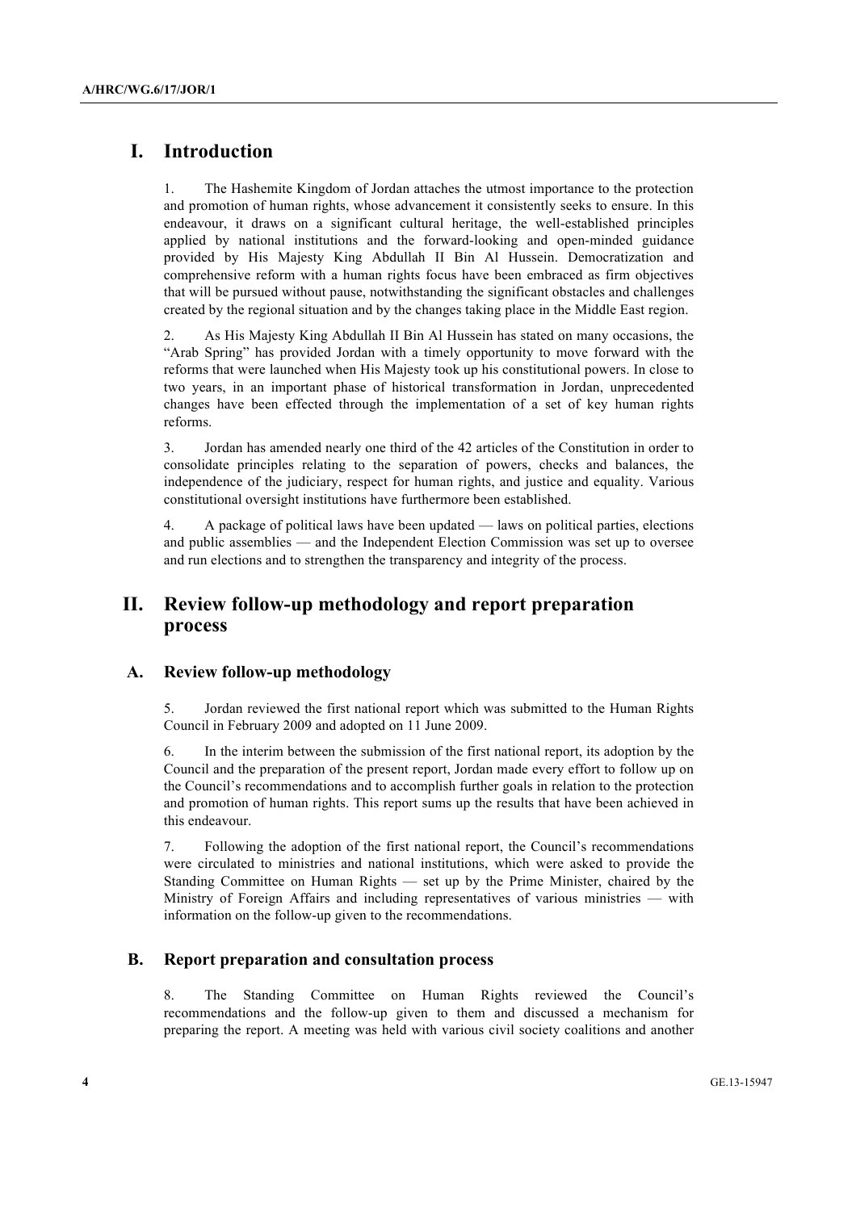# I. Introduction

1. The Hashemite Kingdom of Jordan attaches the utmost importance to the protection and promotion of human rights, whose advancement it consistently seeks to ensure. In this endeavour, it draws on a significant cultural heritage, the well-established principles applied by national institutions and the forward-looking and open-minded guidance provided by His Majesty King Abdullah II Bin Al Hussein. Democratization and comprehensive reform with a human rights focus have been embraced as firm objectives that will be pursued without pause, notwithstanding the significant obstacles and challenges created by the regional situation and by the changes taking place in the Middle East region.

2. As His Majesty King Abdullah II Bin Al Hussein has stated on many occasions, the "Arab Spring" has provided Jordan with a timely opportunity to move forward with the reforms that were launched when His Majesty took up his constitutional powers. In close to two years, in an important phase of historical transformation in Jordan, unprecedented changes have been effected through the implementation of a set of key human rights reforms.

3. Jordan has amended nearly one third of the 42 articles of the Constitution in order to consolidate principles relating to the separation of powers, checks and balances, the independence of the judiciary, respect for human rights, and justice and equality. Various constitutional oversight institutions have furthermore been established.

4. A package of political laws have been updated — laws on political parties, elections and public assemblies — and the Independent Election Commission was set up to oversee and run elections and to strengthen the transparency and integrity of the process.

# II. Review follow-up methodology and report preparation process

## A. Review follow-up methodology

5. Jordan reviewed the first national report which was submitted to the Human Rights Council in February 2009 and adopted on 11 June 2009.

6. In the interim between the submission of the first national report, its adoption by the Council and the preparation of the present report, Jordan made every effort to follow up on the Council's recommendations and to accomplish further goals in relation to the protection and promotion of human rights. This report sums up the results that have been achieved in this endeavour.

7. Following the adoption of the first national report, the Council's recommendations were circulated to ministries and national institutions, which were asked to provide the Standing Committee on Human Rights — set up by the Prime Minister, chaired by the Ministry of Foreign Affairs and including representatives of various ministries — with information on the follow-up given to the recommendations.

## B. Report preparation and consultation process

8. The Standing Committee on Human Rights reviewed the Council's recommendations and the follow-up given to them and discussed a mechanism for preparing the report. A meeting was held with various civil society coalitions and another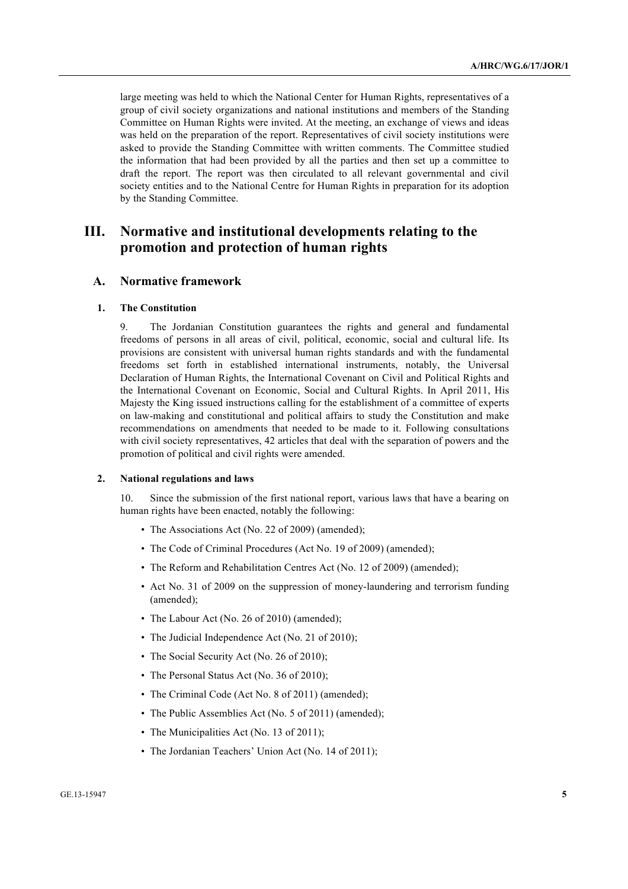large meeting was held to which the National Center for Human Rights, representatives of a group of civil society organizations and national institutions and members of the Standing Committee on Human Rights were invited. At the meeting, an exchange of views and ideas was held on the preparation of the report. Representatives of civil society institutions were asked to provide the Standing Committee with written comments. The Committee studied the information that had been provided by all the parties and then set up a committee to draft the report. The report was then circulated to all relevant governmental and civil society entities and to the National Centre for Human Rights in preparation for its adoption by the Standing Committee.

# III. Normative and institutional developments relating to the promotion and protection of human rights

## A. Normative framework

### 1. The Constitution

9. The Jordanian Constitution guarantees the rights and general and fundamental freedoms of persons in all areas of civil, political, economic, social and cultural life. Its provisions are consistent with universal human rights standards and with the fundamental freedoms set forth in established international instruments, notably, the Universal Declaration of Human Rights, the International Covenant on Civil and Political Rights and the International Covenant on Economic, Social and Cultural Rights. In April 2011, His Majesty the King issued instructions calling for the establishment of a committee of experts on law-making and constitutional and political affairs to study the Constitution and make recommendations on amendments that needed to be made to it. Following consultations with civil society representatives, 42 articles that deal with the separation of powers and the promotion of political and civil rights were amended.

### 2. National regulations and laws

10. Since the submission of the first national report, various laws that have a bearing on human rights have been enacted, notably the following:

- The Associations Act (No. 22 of 2009) (amended);
- The Code of Criminal Procedures (Act No. 19 of 2009) (amended);
- The Reform and Rehabilitation Centres Act (No. 12 of 2009) (amended);
- Act No. 31 of 2009 on the suppression of money-laundering and terrorism funding (amended);
- The Labour Act (No. 26 of 2010) (amended);
- The Judicial Independence Act (No. 21 of 2010);
- The Social Security Act (No. 26 of 2010);
- The Personal Status Act (No. 36 of 2010);
- The Criminal Code (Act No. 8 of 2011) (amended);
- The Public Assemblies Act (No. 5 of 2011) (amended);
- The Municipalities Act (No. 13 of 2011);
- The Jordanian Teachers' Union Act (No. 14 of 2011);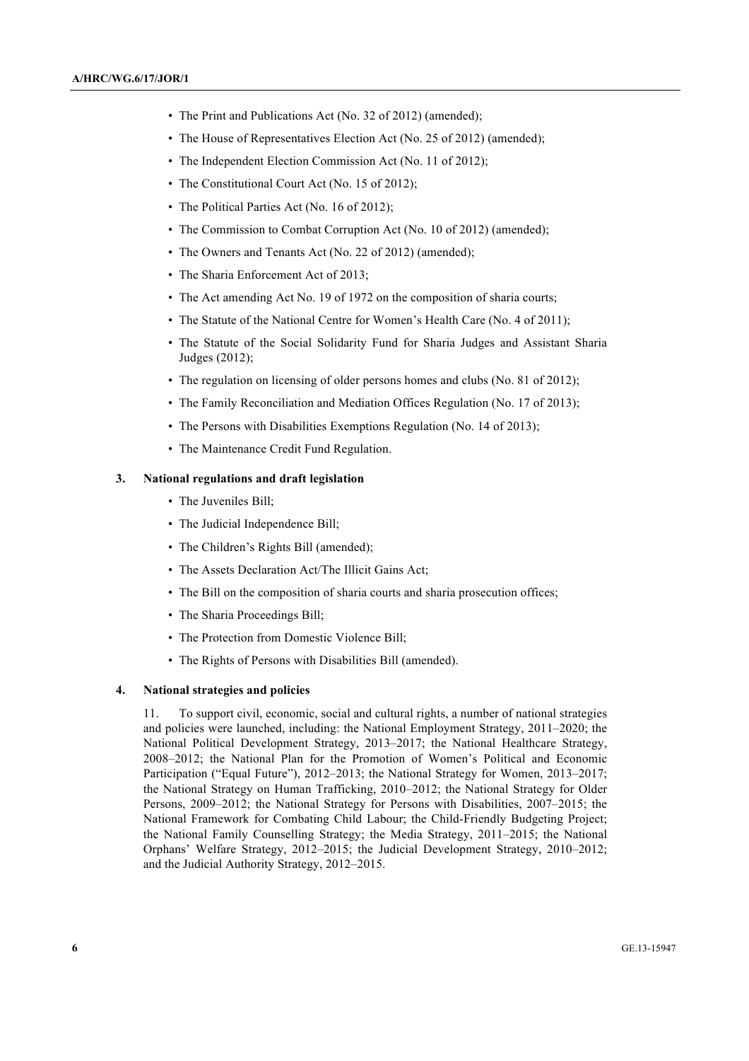- The Print and Publications Act (No. 32 of 2012) (amended);
- The House of Representatives Election Act (No. 25 of 2012) (amended);
- The Independent Election Commission Act (No. 11 of 2012);
- The Constitutional Court Act (No. 15 of 2012);
- The Political Parties Act (No. 16 of 2012);
- The Commission to Combat Corruption Act (No. 10 of 2012) (amended);
- The Owners and Tenants Act (No. 22 of 2012) (amended);
- The Sharia Enforcement Act of 2013;
- The Act amending Act No. 19 of 1972 on the composition of sharia courts;
- The Statute of the National Centre for Women's Health Care (No. 4 of 2011);
- The Statute of the Social Solidarity Fund for Sharia Judges and Assistant Sharia Judges (2012);
- The regulation on licensing of older persons homes and clubs (No. 81 of 2012);
- The Family Reconciliation and Mediation Offices Regulation (No. 17 of 2013);
- The Persons with Disabilities Exemptions Regulation (No. 14 of 2013);
- The Maintenance Credit Fund Regulation.

### 3. National regulations and draft legislation

- The Juveniles Bill;
- The Judicial Independence Bill;
- The Children's Rights Bill (amended);
- The Assets Declaration Act/The Illicit Gains Act;
- The Bill on the composition of sharia courts and sharia prosecution offices;
- The Sharia Proceedings Bill;
- The Protection from Domestic Violence Bill;
- The Rights of Persons with Disabilities Bill (amended).

### 4. National strategies and policies

11. To support civil, economic, social and cultural rights, a number of national strategies and policies were launched, including: the National Employment Strategy, 2011–2020; the National Political Development Strategy, 2013–2017; the National Healthcare Strategy, 2008–2012; the National Plan for the Promotion of Women's Political and Economic Participation ("Equal Future"), 2012–2013; the National Strategy for Women, 2013–2017; the National Strategy on Human Trafficking, 2010–2012; the National Strategy for Older Persons, 2009–2012; the National Strategy for Persons with Disabilities, 2007–2015; the National Framework for Combating Child Labour; the Child-Friendly Budgeting Project; the National Family Counselling Strategy; the Media Strategy, 2011–2015; the National Orphans' Welfare Strategy, 2012–2015; the Judicial Development Strategy, 2010–2012; and the Judicial Authority Strategy, 2012–2015.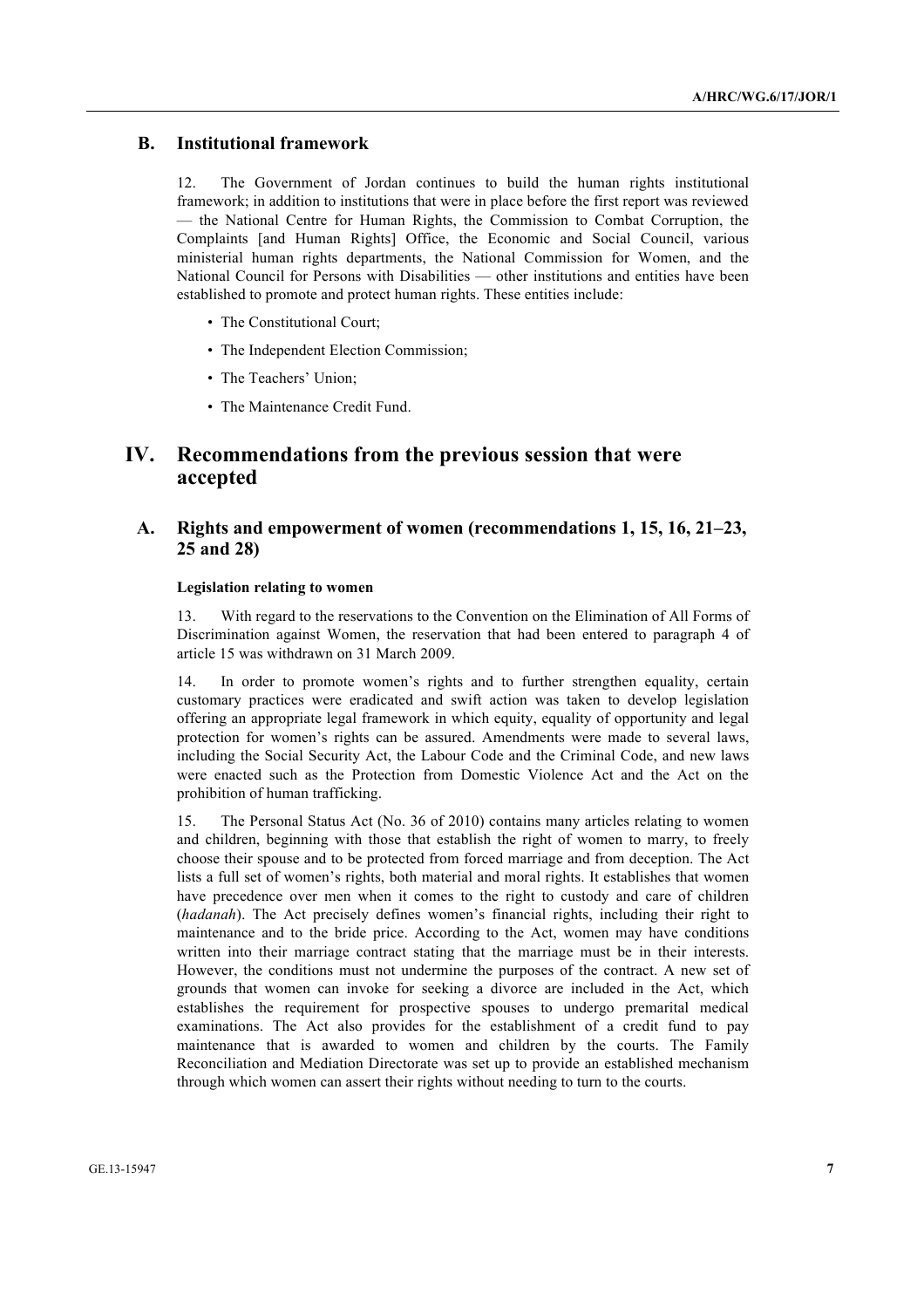## B. Institutional framework

12. The Government of Jordan continues to build the human rights institutional framework; in addition to institutions that were in place before the first report was reviewed — the National Centre for Human Rights, the Commission to Combat Corruption, the Complaints [and Human Rights] Office, the Economic and Social Council, various ministerial human rights departments, the National Commission for Women, and the National Council for Persons with Disabilities — other institutions and entities have been established to promote and protect human rights. These entities include:

- The Constitutional Court;
- The Independent Election Commission;
- The Teachers' Union;
- The Maintenance Credit Fund.

# IV. Recommendations from the previous session that were accepted

## A. Rights and empowerment of women (recommendations 1, 15, 16, 21–23, 25 and 28)

#### Legislation relating to women

13. With regard to the reservations to the Convention on the Elimination of All Forms of Discrimination against Women, the reservation that had been entered to paragraph 4 of article 15 was withdrawn on 31 March 2009.

14. In order to promote women's rights and to further strengthen equality, certain customary practices were eradicated and swift action was taken to develop legislation offering an appropriate legal framework in which equity, equality of opportunity and legal protection for women's rights can be assured. Amendments were made to several laws, including the Social Security Act, the Labour Code and the Criminal Code, and new laws were enacted such as the Protection from Domestic Violence Act and the Act on the prohibition of human trafficking.

15. The Personal Status Act (No. 36 of 2010) contains many articles relating to women and children, beginning with those that establish the right of women to marry, to freely choose their spouse and to be protected from forced marriage and from deception. The Act lists a full set of women's rights, both material and moral rights. It establishes that women have precedence over men when it comes to the right to custody and care of children (*hadanah*). The Act precisely defines women's financial rights, including their right to maintenance and to the bride price. According to the Act, women may have conditions written into their marriage contract stating that the marriage must be in their interests. However, the conditions must not undermine the purposes of the contract. A new set of grounds that women can invoke for seeking a divorce are included in the Act, which establishes the requirement for prospective spouses to undergo premarital medical examinations. The Act also provides for the establishment of a credit fund to pay maintenance that is awarded to women and children by the courts. The Family Reconciliation and Mediation Directorate was set up to provide an established mechanism through which women can assert their rights without needing to turn to the courts.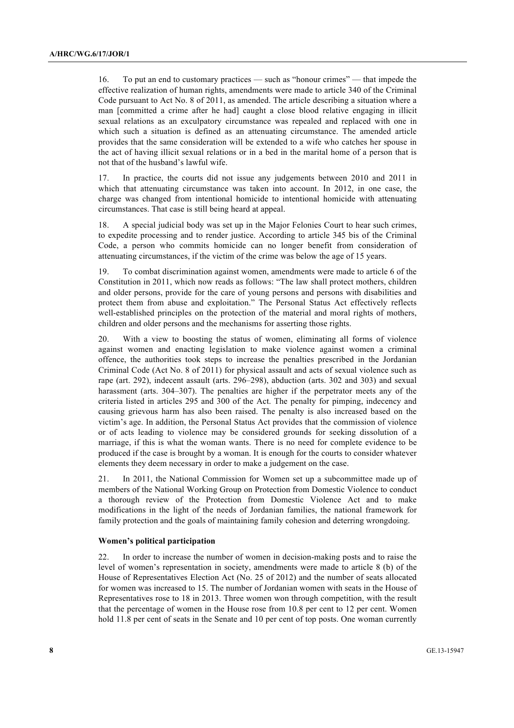16. To put an end to customary practices — such as "honour crimes" — that impede the effective realization of human rights, amendments were made to article 340 of the Criminal Code pursuant to Act No. 8 of 2011, as amended. The article describing a situation where a man [committed a crime after he had] caught a close blood relative engaging in illicit sexual relations as an exculpatory circumstance was repealed and replaced with one in which such a situation is defined as an attenuating circumstance. The amended article provides that the same consideration will be extended to a wife who catches her spouse in the act of having illicit sexual relations or in a bed in the marital home of a person that is not that of the husband's lawful wife.

17. In practice, the courts did not issue any judgements between 2010 and 2011 in which that attenuating circumstance was taken into account. In 2012, in one case, the charge was changed from intentional homicide to intentional homicide with attenuating circumstances. That case is still being heard at appeal.

18. A special judicial body was set up in the Major Felonies Court to hear such crimes, to expedite processing and to render justice. According to article 345 bis of the Criminal Code, a person who commits homicide can no longer benefit from consideration of attenuating circumstances, if the victim of the crime was below the age of 15 years.

19. To combat discrimination against women, amendments were made to article 6 of the Constitution in 2011, which now reads as follows: "The law shall protect mothers, children and older persons, provide for the care of young persons and persons with disabilities and protect them from abuse and exploitation." The Personal Status Act effectively reflects well-established principles on the protection of the material and moral rights of mothers, children and older persons and the mechanisms for asserting those rights.

20. With a view to boosting the status of women, eliminating all forms of violence against women and enacting legislation to make violence against women a criminal offence, the authorities took steps to increase the penalties prescribed in the Jordanian Criminal Code (Act No. 8 of 2011) for physical assault and acts of sexual violence such as rape (art. 292), indecent assault (arts. 296–298), abduction (arts. 302 and 303) and sexual harassment (arts. 304–307). The penalties are higher if the perpetrator meets any of the criteria listed in articles 295 and 300 of the Act. The penalty for pimping, indecency and causing grievous harm has also been raised. The penalty is also increased based on the victim's age. In addition, the Personal Status Act provides that the commission of violence or of acts leading to violence may be considered grounds for seeking dissolution of a marriage, if this is what the woman wants. There is no need for complete evidence to be produced if the case is brought by a woman. It is enough for the courts to consider whatever elements they deem necessary in order to make a judgement on the case.

21. In 2011, the National Commission for Women set up a subcommittee made up of members of the National Working Group on Protection from Domestic Violence to conduct a thorough review of the Protection from Domestic Violence Act and to make modifications in the light of the needs of Jordanian families, the national framework for family protection and the goals of maintaining family cohesion and deterring wrongdoing.

**Women's political participation**

22. In order to increase the number of women in decision-making posts and to raise the level of women's representation in society, amendments were made to article 8 (b) of the House of Representatives Election Act (No. 25 of 2012) and the number of seats allocated for women was increased to 15. The number of Jordanian women with seats in the House of Representatives rose to 18 in 2013. Three women won through competition, with the result that the percentage of women in the House rose from 10.8 per cent to 12 per cent. Women hold 11.8 per cent of seats in the Senate and 10 per cent of top posts. One woman currently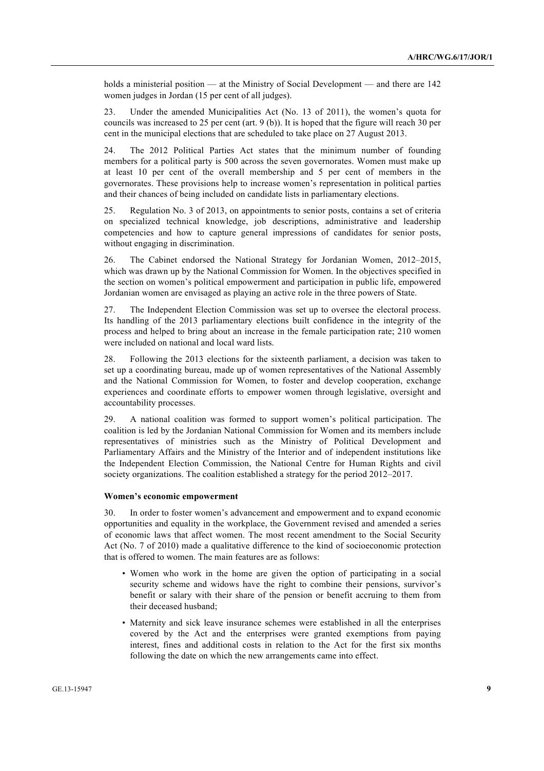holds a ministerial position — at the Ministry of Social Development — and there are 142 women judges in Jordan (15 per cent of all judges).

23. Under the amended Municipalities Act (No. 13 of 2011), the women's quota for councils was increased to 25 per cent (art. 9 (b)). It is hoped that the figure will reach 30 per cent in the municipal elections that are scheduled to take place on 27 August 2013.

24. The 2012 Political Parties Act states that the minimum number of founding members for a political party is 500 across the seven governorates. Women must make up at least 10 per cent of the overall membership and 5 per cent of members in the governorates. These provisions help to increase women's representation in political parties and their chances of being included on candidate lists in parliamentary elections.

25. Regulation No. 3 of 2013, on appointments to senior posts, contains a set of criteria on specialized technical knowledge, job descriptions, administrative and leadership competencies and how to capture general impressions of candidates for senior posts, without engaging in discrimination.

26. The Cabinet endorsed the National Strategy for Jordanian Women, 2012–2015, which was drawn up by the National Commission for Women. In the objectives specified in the section on women's political empowerment and participation in public life, empowered Jordanian women are envisaged as playing an active role in the three powers of State.

27. The Independent Election Commission was set up to oversee the electoral process. Its handling of the 2013 parliamentary elections built confidence in the integrity of the process and helped to bring about an increase in the female participation rate; 210 women were included on national and local ward lists.

28. Following the 2013 elections for the sixteenth parliament, a decision was taken to set up a coordinating bureau, made up of women representatives of the National Assembly and the National Commission for Women, to foster and develop cooperation, exchange experiences and coordinate efforts to empower women through legislative, oversight and accountability processes.

29. A national coalition was formed to support women's political participation. The coalition is led by the Jordanian National Commission for Women and its members include representatives of ministries such as the Ministry of Political Development and Parliamentary Affairs and the Ministry of the Interior and of independent institutions like the Independent Election Commission, the National Centre for Human Rights and civil society organizations. The coalition established a strategy for the period 2012–2017.

**Women's economic empowerment**

30. In order to foster women's advancement and empowerment and to expand economic opportunities and equality in the workplace, the Government revised and amended a series of economic laws that affect women. The most recent amendment to the Social Security Act (No. 7 of 2010) made a qualitative difference to the kind of socioeconomic protection that is offered to women. The main features are as follows:

- Women who work in the home are given the option of participating in a social security scheme and widows have the right to combine their pensions, survivor's benefit or salary with their share of the pension or benefit accruing to them from their deceased husband;
- Maternity and sick leave insurance schemes were established in all the enterprises covered by the Act and the enterprises were granted exemptions from paying interest, fines and additional costs in relation to the Act for the first six months following the date on which the new arrangements came into effect.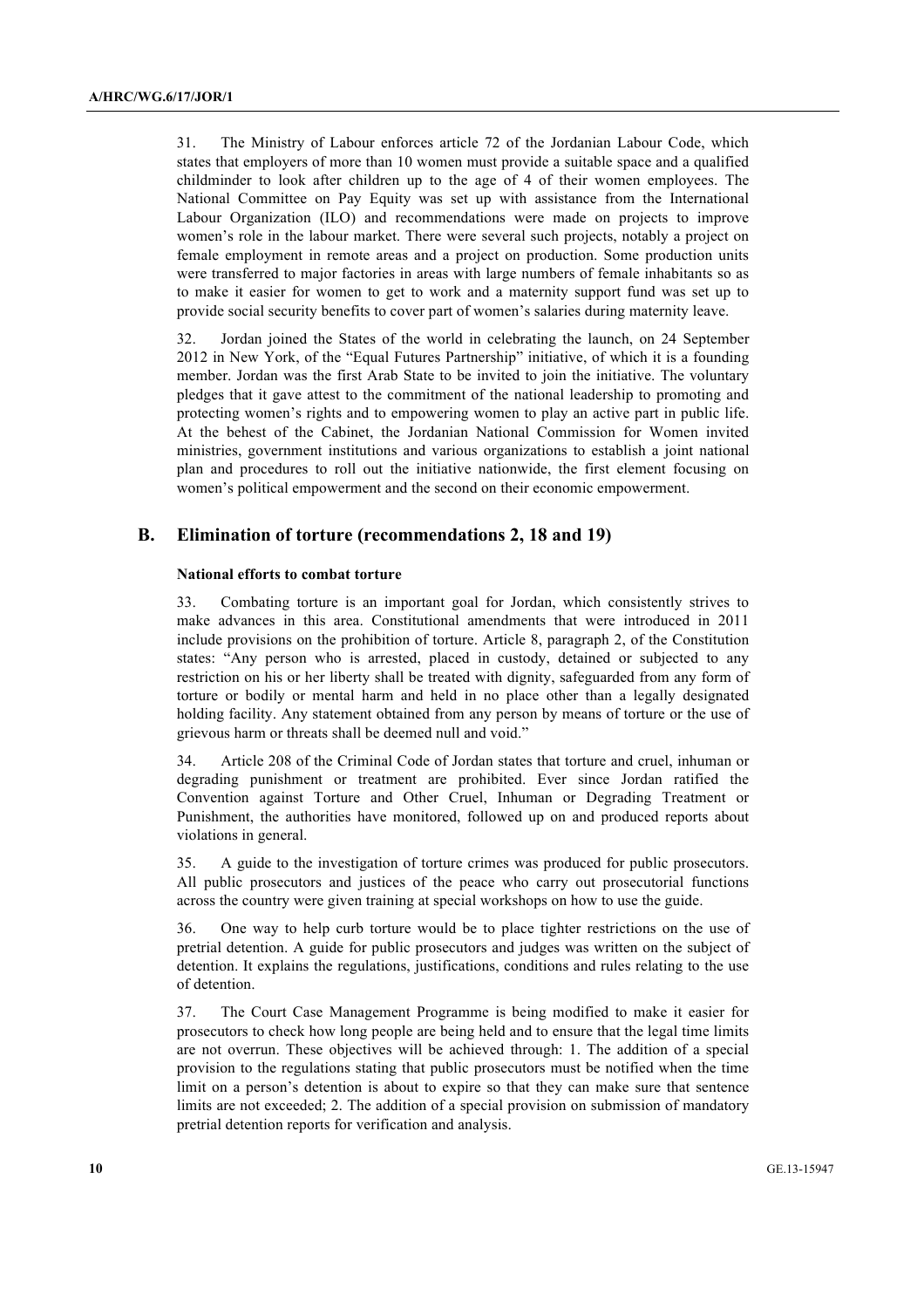31. The Ministry of Labour enforces article 72 of the Jordanian Labour Code, which states that employers of more than 10 women must provide a suitable space and a qualified childminder to look after children up to the age of 4 of their women employees. The National Committee on Pay Equity was set up with assistance from the International Labour Organization (ILO) and recommendations were made on projects to improve women's role in the labour market. There were several such projects, notably a project on female employment in remote areas and a project on production. Some production units were transferred to major factories in areas with large numbers of female inhabitants so as to make it easier for women to get to work and a maternity support fund was set up to provide social security benefits to cover part of women's salaries during maternity leave.

32. Jordan joined the States of the world in celebrating the launch, on 24 September 2012 in New York, of the "Equal Futures Partnership" initiative, of which it is a founding member. Jordan was the first Arab State to be invited to join the initiative. The voluntary pledges that it gave attest to the commitment of the national leadership to promoting and protecting women's rights and to empowering women to play an active part in public life. At the behest of the Cabinet, the Jordanian National Commission for Women invited ministries, government institutions and various organizations to establish a joint national plan and procedures to roll out the initiative nationwide, the first element focusing on women's political empowerment and the second on their economic empowerment.

## B. Elimination of torture (recommendations 2, 18 and 19)

#### National efforts to combat torture

33. Combating torture is an important goal for Jordan, which consistently strives to make advances in this area. Constitutional amendments that were introduced in 2011 include provisions on the prohibition of torture. Article 8, paragraph 2, of the Constitution states: "Any person who is arrested, placed in custody, detained or subjected to any restriction on his or her liberty shall be treated with dignity, safeguarded from any form of torture or bodily or mental harm and held in no place other than a legally designated holding facility. Any statement obtained from any person by means of torture or the use of grievous harm or threats shall be deemed null and void."

34. Article 208 of the Criminal Code of Jordan states that torture and cruel, inhuman or degrading punishment or treatment are prohibited. Ever since Jordan ratified the Convention against Torture and Other Cruel, Inhuman or Degrading Treatment or Punishment, the authorities have monitored, followed up on and produced reports about violations in general.

35. A guide to the investigation of torture crimes was produced for public prosecutors. All public prosecutors and justices of the peace who carry out prosecutorial functions across the country were given training at special workshops on how to use the guide.

36. One way to help curb torture would be to place tighter restrictions on the use of pretrial detention. A guide for public prosecutors and judges was written on the subject of detention. It explains the regulations, justifications, conditions and rules relating to the use of detention.

37. The Court Case Management Programme is being modified to make it easier for prosecutors to check how long people are being held and to ensure that the legal time limits are not overrun. These objectives will be achieved through: 1. The addition of a special provision to the regulations stating that public prosecutors must be notified when the time limit on a person's detention is about to expire so that they can make sure that sentence limits are not exceeded; 2. The addition of a special provision on submission of mandatory pretrial detention reports for verification and analysis.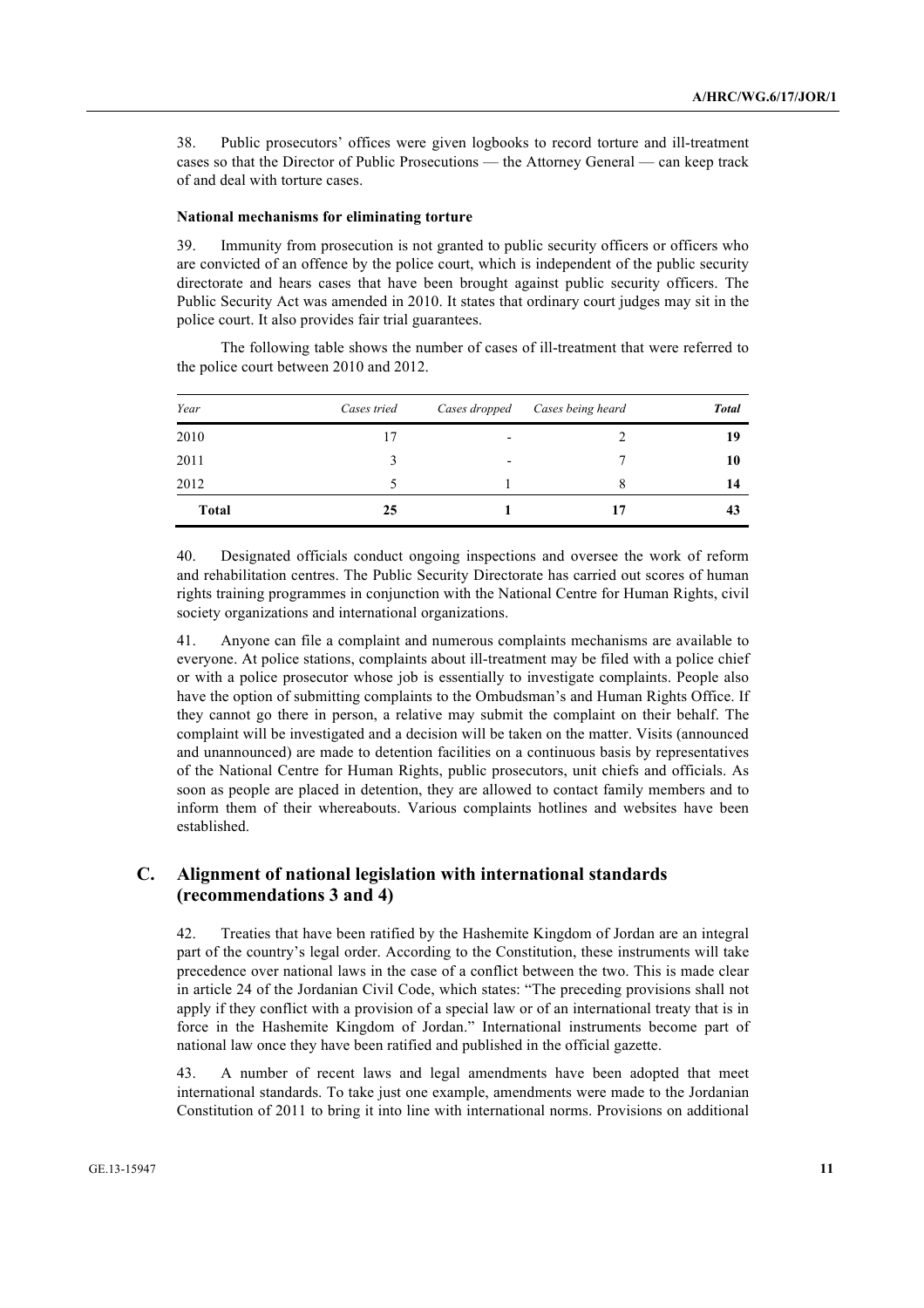38. Public prosecutors' offices were given logbooks to record torture and ill-treatment cases so that the Director of Public Prosecutions — the Attorney General — can keep track of and deal with torture cases.

#### National mechanisms for eliminating torture

39. Immunity from prosecution is not granted to public security officers or officers who are convicted of an offence by the police court, which is independent of the public security directorate and hears cases that have been brought against public security officers. The Public Security Act was amended in 2010. It states that ordinary court judges may sit in the police court. It also provides fair trial guarantees.

The following table shows the number of cases of ill-treatment that were referred to the police court between 2010 and 2012.

| *Year* | *Cases tried* | *Cases dropped* | *Cases being heard* | ***Total*** |
|---|---|---|---|---|
| 2010 | 17 | - | 2 | **19** |
| 2011 | 3 | - | 7 | **10** |
| 2012 | 5 | 1 | 8 | **14** |
| **Total** | **25** | **1** | **17** | **43** |

40. Designated officials conduct ongoing inspections and oversee the work of reform and rehabilitation centres. The Public Security Directorate has carried out scores of human rights training programmes in conjunction with the National Centre for Human Rights, civil society organizations and international organizations.

41. Anyone can file a complaint and numerous complaints mechanisms are available to everyone. At police stations, complaints about ill-treatment may be filed with a police chief or with a police prosecutor whose job is essentially to investigate complaints. People also have the option of submitting complaints to the Ombudsman's and Human Rights Office. If they cannot go there in person, a relative may submit the complaint on their behalf. The complaint will be investigated and a decision will be taken on the matter. Visits (announced and unannounced) are made to detention facilities on a continuous basis by representatives of the National Centre for Human Rights, public prosecutors, unit chiefs and officials. As soon as people are placed in detention, they are allowed to contact family members and to inform them of their whereabouts. Various complaints hotlines and websites have been established.

## C. Alignment of national legislation with international standards (recommendations 3 and 4)

42. Treaties that have been ratified by the Hashemite Kingdom of Jordan are an integral part of the country's legal order. According to the Constitution, these instruments will take precedence over national laws in the case of a conflict between the two. This is made clear in article 24 of the Jordanian Civil Code, which states: "The preceding provisions shall not apply if they conflict with a provision of a special law or of an international treaty that is in force in the Hashemite Kingdom of Jordan." International instruments become part of national law once they have been ratified and published in the official gazette.

43. A number of recent laws and legal amendments have been adopted that meet international standards. To take just one example, amendments were made to the Jordanian Constitution of 2011 to bring it into line with international norms. Provisions on additional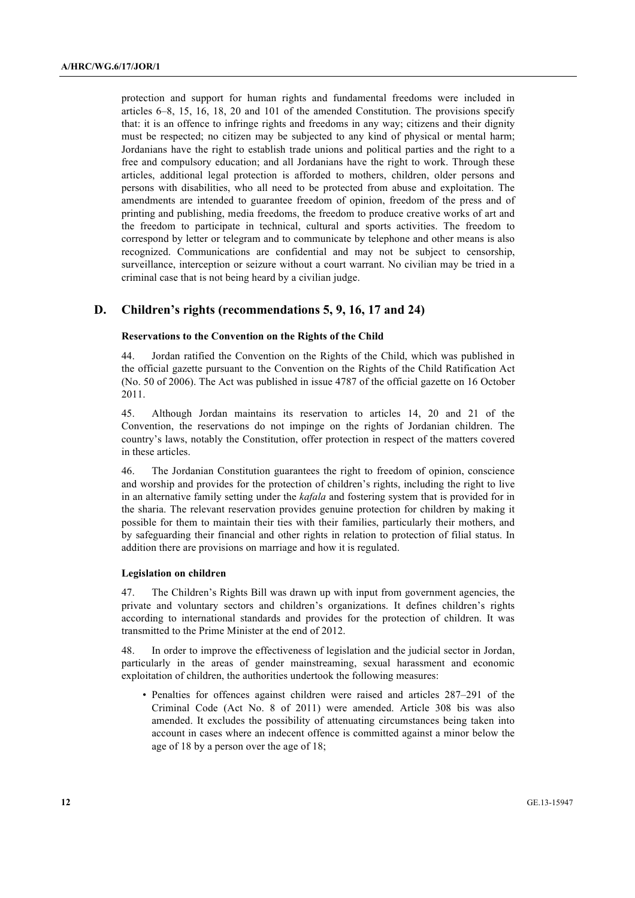protection and support for human rights and fundamental freedoms were included in articles 6–8, 15, 16, 18, 20 and 101 of the amended Constitution. The provisions specify that: it is an offence to infringe rights and freedoms in any way; citizens and their dignity must be respected; no citizen may be subjected to any kind of physical or mental harm; Jordanians have the right to establish trade unions and political parties and the right to a free and compulsory education; and all Jordanians have the right to work. Through these articles, additional legal protection is afforded to mothers, children, older persons and persons with disabilities, who all need to be protected from abuse and exploitation. The amendments are intended to guarantee freedom of opinion, freedom of the press and of printing and publishing, media freedoms, the freedom to produce creative works of art and the freedom to participate in technical, cultural and sports activities. The freedom to correspond by letter or telegram and to communicate by telephone and other means is also recognized. Communications are confidential and may not be subject to censorship, surveillance, interception or seizure without a court warrant. No civilian may be tried in a criminal case that is not being heard by a civilian judge.

## D. Children's rights (recommendations 5, 9, 16, 17 and 24)

### Reservations to the Convention on the Rights of the Child

44. Jordan ratified the Convention on the Rights of the Child, which was published in the official gazette pursuant to the Convention on the Rights of the Child Ratification Act (No. 50 of 2006). The Act was published in issue 4787 of the official gazette on 16 October 2011.

45. Although Jordan maintains its reservation to articles 14, 20 and 21 of the Convention, the reservations do not impinge on the rights of Jordanian children. The country's laws, notably the Constitution, offer protection in respect of the matters covered in these articles.

46. The Jordanian Constitution guarantees the right to freedom of opinion, conscience and worship and provides for the protection of children's rights, including the right to live in an alternative family setting under the *kafala* and fostering system that is provided for in the sharia. The relevant reservation provides genuine protection for children by making it possible for them to maintain their ties with their families, particularly their mothers, and by safeguarding their financial and other rights in relation to protection of filial status. In addition there are provisions on marriage and how it is regulated.

### Legislation on children

47. The Children's Rights Bill was drawn up with input from government agencies, the private and voluntary sectors and children's organizations. It defines children's rights according to international standards and provides for the protection of children. It was transmitted to the Prime Minister at the end of 2012.

48. In order to improve the effectiveness of legislation and the judicial sector in Jordan, particularly in the areas of gender mainstreaming, sexual harassment and economic exploitation of children, the authorities undertook the following measures:

- Penalties for offences against children were raised and articles 287–291 of the Criminal Code (Act No. 8 of 2011) were amended. Article 308 bis was also amended. It excludes the possibility of attenuating circumstances being taken into account in cases where an indecent offence is committed against a minor below the age of 18 by a person over the age of 18;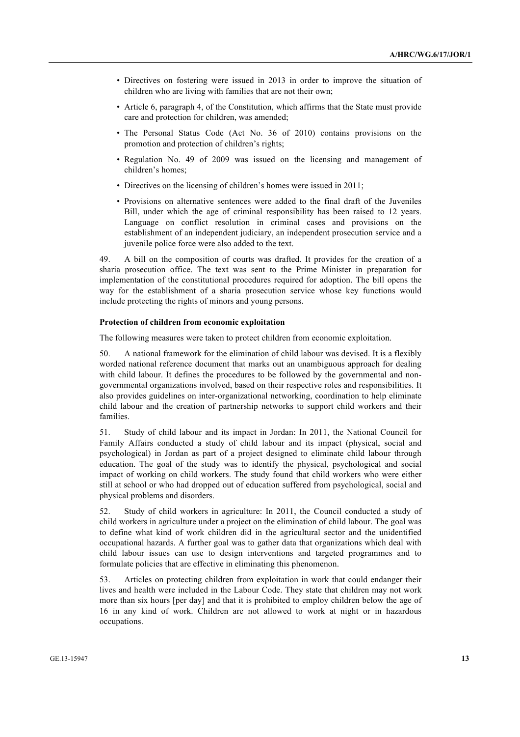- Directives on fostering were issued in 2013 in order to improve the situation of children who are living with families that are not their own;
- Article 6, paragraph 4, of the Constitution, which affirms that the State must provide care and protection for children, was amended;
- The Personal Status Code (Act No. 36 of 2010) contains provisions on the promotion and protection of children's rights;
- Regulation No. 49 of 2009 was issued on the licensing and management of children's homes;
- Directives on the licensing of children's homes were issued in 2011;
- Provisions on alternative sentences were added to the final draft of the Juveniles Bill, under which the age of criminal responsibility has been raised to 12 years. Language on conflict resolution in criminal cases and provisions on the establishment of an independent judiciary, an independent prosecution service and a juvenile police force were also added to the text.

49. A bill on the composition of courts was drafted. It provides for the creation of a sharia prosecution office. The text was sent to the Prime Minister in preparation for implementation of the constitutional procedures required for adoption. The bill opens the way for the establishment of a sharia prosecution service whose key functions would include protecting the rights of minors and young persons.

**Protection of children from economic exploitation**

The following measures were taken to protect children from economic exploitation.

50. A national framework for the elimination of child labour was devised. It is a flexibly worded national reference document that marks out an unambiguous approach for dealing with child labour. It defines the procedures to be followed by the governmental and non-governmental organizations involved, based on their respective roles and responsibilities. It also provides guidelines on inter-organizational networking, coordination to help eliminate child labour and the creation of partnership networks to support child workers and their families.

51. Study of child labour and its impact in Jordan: In 2011, the National Council for Family Affairs conducted a study of child labour and its impact (physical, social and psychological) in Jordan as part of a project designed to eliminate child labour through education. The goal of the study was to identify the physical, psychological and social impact of working on child workers. The study found that child workers who were either still at school or who had dropped out of education suffered from psychological, social and physical problems and disorders.

52. Study of child workers in agriculture: In 2011, the Council conducted a study of child workers in agriculture under a project on the elimination of child labour. The goal was to define what kind of work children did in the agricultural sector and the unidentified occupational hazards. A further goal was to gather data that organizations which deal with child labour issues can use to design interventions and targeted programmes and to formulate policies that are effective in eliminating this phenomenon.

53. Articles on protecting children from exploitation in work that could endanger their lives and health were included in the Labour Code. They state that children may not work more than six hours [per day] and that it is prohibited to employ children below the age of 16 in any kind of work. Children are not allowed to work at night or in hazardous occupations.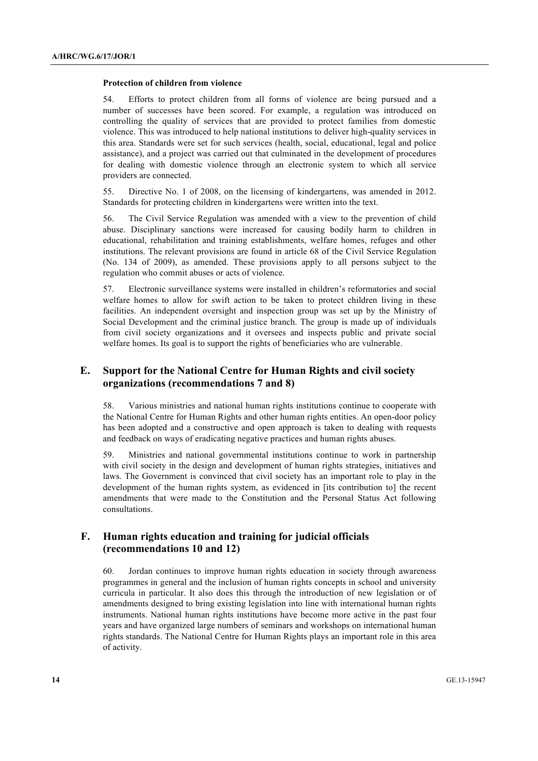**Protection of children from violence**

54. Efforts to protect children from all forms of violence are being pursued and a number of successes have been scored. For example, a regulation was introduced on controlling the quality of services that are provided to protect families from domestic violence. This was introduced to help national institutions to deliver high-quality services in this area. Standards were set for such services (health, social, educational, legal and police assistance), and a project was carried out that culminated in the development of procedures for dealing with domestic violence through an electronic system to which all service providers are connected.

55. Directive No. 1 of 2008, on the licensing of kindergartens, was amended in 2012. Standards for protecting children in kindergartens were written into the text.

56. The Civil Service Regulation was amended with a view to the prevention of child abuse. Disciplinary sanctions were increased for causing bodily harm to children in educational, rehabilitation and training establishments, welfare homes, refuges and other institutions. The relevant provisions are found in article 68 of the Civil Service Regulation (No. 134 of 2009), as amended. These provisions apply to all persons subject to the regulation who commit abuses or acts of violence.

57. Electronic surveillance systems were installed in children's reformatories and social welfare homes to allow for swift action to be taken to protect children living in these facilities. An independent oversight and inspection group was set up by the Ministry of Social Development and the criminal justice branch. The group is made up of individuals from civil society organizations and it oversees and inspects public and private social welfare homes. Its goal is to support the rights of beneficiaries who are vulnerable.

## E. Support for the National Centre for Human Rights and civil society organizations (recommendations 7 and 8)

58. Various ministries and national human rights institutions continue to cooperate with the National Centre for Human Rights and other human rights entities. An open-door policy has been adopted and a constructive and open approach is taken to dealing with requests and feedback on ways of eradicating negative practices and human rights abuses.

59. Ministries and national governmental institutions continue to work in partnership with civil society in the design and development of human rights strategies, initiatives and laws. The Government is convinced that civil society has an important role to play in the development of the human rights system, as evidenced in [its contribution to] the recent amendments that were made to the Constitution and the Personal Status Act following consultations.

## F. Human rights education and training for judicial officials (recommendations 10 and 12)

60. Jordan continues to improve human rights education in society through awareness programmes in general and the inclusion of human rights concepts in school and university curricula in particular. It also does this through the introduction of new legislation or of amendments designed to bring existing legislation into line with international human rights instruments. National human rights institutions have become more active in the past four years and have organized large numbers of seminars and workshops on international human rights standards. The National Centre for Human Rights plays an important role in this area of activity.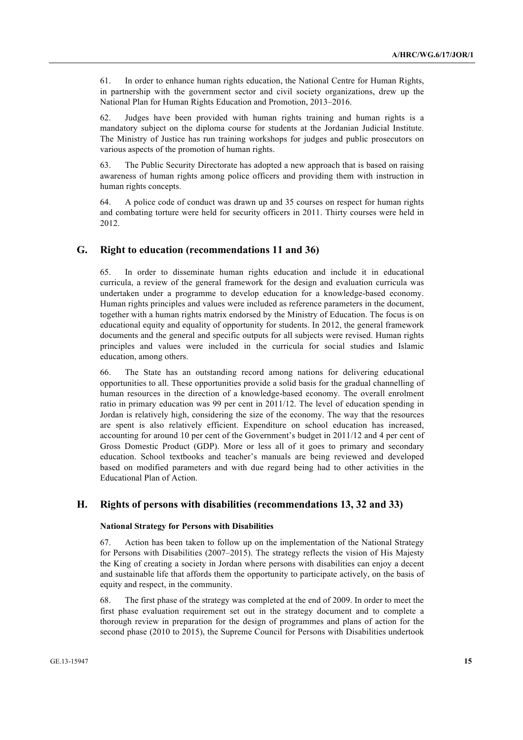61. In order to enhance human rights education, the National Centre for Human Rights, in partnership with the government sector and civil society organizations, drew up the National Plan for Human Rights Education and Promotion, 2013–2016.

62. Judges have been provided with human rights training and human rights is a mandatory subject on the diploma course for students at the Jordanian Judicial Institute. The Ministry of Justice has run training workshops for judges and public prosecutors on various aspects of the promotion of human rights.

63. The Public Security Directorate has adopted a new approach that is based on raising awareness of human rights among police officers and providing them with instruction in human rights concepts.

64. A police code of conduct was drawn up and 35 courses on respect for human rights and combating torture were held for security officers in 2011. Thirty courses were held in 2012.

## G. Right to education (recommendations 11 and 36)

65. In order to disseminate human rights education and include it in educational curricula, a review of the general framework for the design and evaluation curricula was undertaken under a programme to develop education for a knowledge-based economy. Human rights principles and values were included as reference parameters in the document, together with a human rights matrix endorsed by the Ministry of Education. The focus is on educational equity and equality of opportunity for students. In 2012, the general framework documents and the general and specific outputs for all subjects were revised. Human rights principles and values were included in the curricula for social studies and Islamic education, among others.

66. The State has an outstanding record among nations for delivering educational opportunities to all. These opportunities provide a solid basis for the gradual channelling of human resources in the direction of a knowledge-based economy. The overall enrolment ratio in primary education was 99 per cent in 2011/12. The level of education spending in Jordan is relatively high, considering the size of the economy. The way that the resources are spent is also relatively efficient. Expenditure on school education has increased, accounting for around 10 per cent of the Government's budget in 2011/12 and 4 per cent of Gross Domestic Product (GDP). More or less all of it goes to primary and secondary education. School textbooks and teacher's manuals are being reviewed and developed based on modified parameters and with due regard being had to other activities in the Educational Plan of Action.

## H. Rights of persons with disabilities (recommendations 13, 32 and 33)

### National Strategy for Persons with Disabilities

67. Action has been taken to follow up on the implementation of the National Strategy for Persons with Disabilities (2007–2015). The strategy reflects the vision of His Majesty the King of creating a society in Jordan where persons with disabilities can enjoy a decent and sustainable life that affords them the opportunity to participate actively, on the basis of equity and respect, in the community.

68. The first phase of the strategy was completed at the end of 2009. In order to meet the first phase evaluation requirement set out in the strategy document and to complete a thorough review in preparation for the design of programmes and plans of action for the second phase (2010 to 2015), the Supreme Council for Persons with Disabilities undertook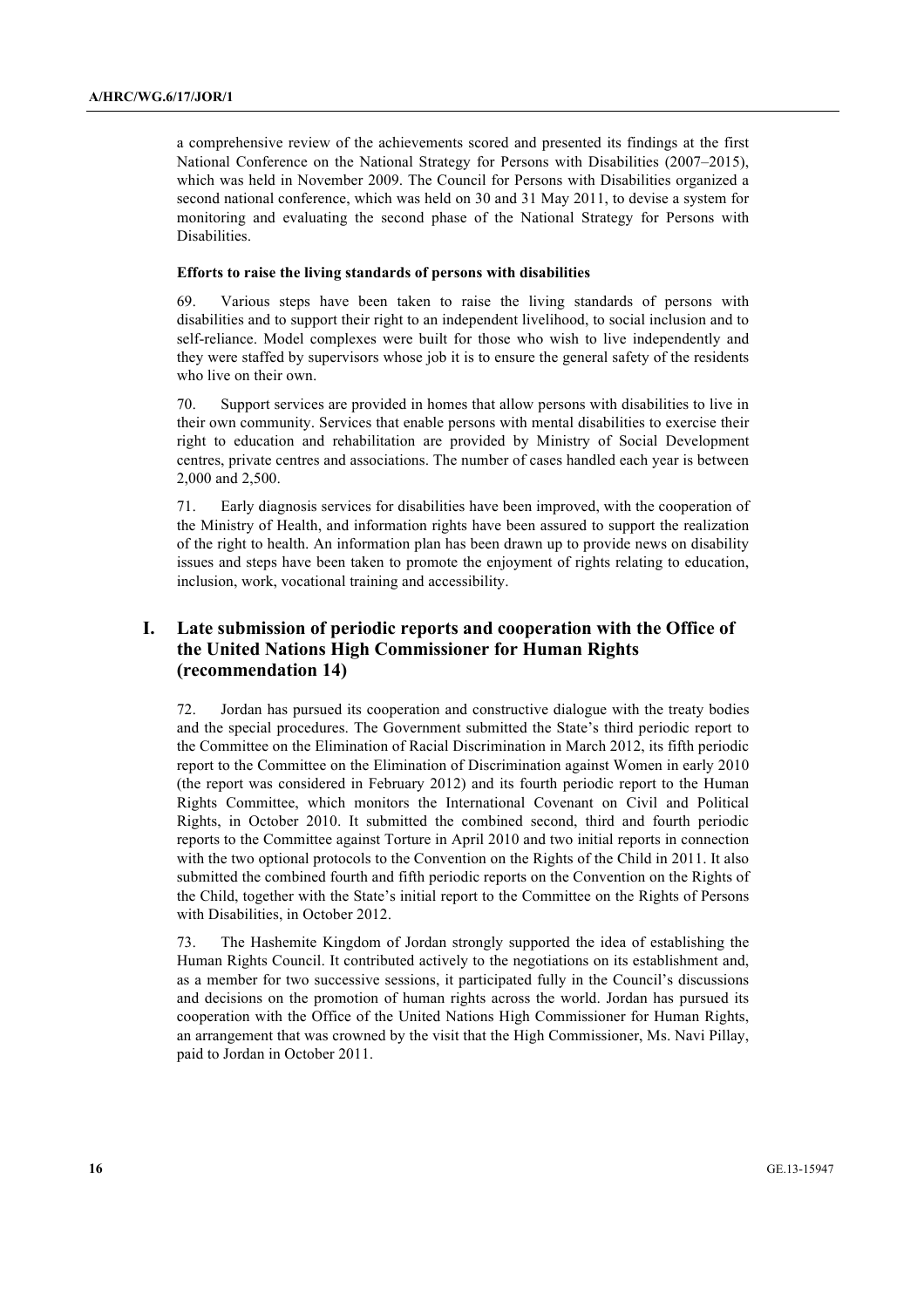a comprehensive review of the achievements scored and presented its findings at the first National Conference on the National Strategy for Persons with Disabilities (2007–2015), which was held in November 2009. The Council for Persons with Disabilities organized a second national conference, which was held on 30 and 31 May 2011, to devise a system for monitoring and evaluating the second phase of the National Strategy for Persons with Disabilities.

**Efforts to raise the living standards of persons with disabilities**

69. Various steps have been taken to raise the living standards of persons with disabilities and to support their right to an independent livelihood, to social inclusion and to self-reliance. Model complexes were built for those who wish to live independently and they were staffed by supervisors whose job it is to ensure the general safety of the residents who live on their own.

70. Support services are provided in homes that allow persons with disabilities to live in their own community. Services that enable persons with mental disabilities to exercise their right to education and rehabilitation are provided by Ministry of Social Development centres, private centres and associations. The number of cases handled each year is between 2,000 and 2,500.

71. Early diagnosis services for disabilities have been improved, with the cooperation of the Ministry of Health, and information rights have been assured to support the realization of the right to health. An information plan has been drawn up to provide news on disability issues and steps have been taken to promote the enjoyment of rights relating to education, inclusion, work, vocational training and accessibility.

## I. Late submission of periodic reports and cooperation with the Office of the United Nations High Commissioner for Human Rights (recommendation 14)

72. Jordan has pursued its cooperation and constructive dialogue with the treaty bodies and the special procedures. The Government submitted the State's third periodic report to the Committee on the Elimination of Racial Discrimination in March 2012, its fifth periodic report to the Committee on the Elimination of Discrimination against Women in early 2010 (the report was considered in February 2012) and its fourth periodic report to the Human Rights Committee, which monitors the International Covenant on Civil and Political Rights, in October 2010. It submitted the combined second, third and fourth periodic reports to the Committee against Torture in April 2010 and two initial reports in connection with the two optional protocols to the Convention on the Rights of the Child in 2011. It also submitted the combined fourth and fifth periodic reports on the Convention on the Rights of the Child, together with the State's initial report to the Committee on the Rights of Persons with Disabilities, in October 2012.

73. The Hashemite Kingdom of Jordan strongly supported the idea of establishing the Human Rights Council. It contributed actively to the negotiations on its establishment and, as a member for two successive sessions, it participated fully in the Council's discussions and decisions on the promotion of human rights across the world. Jordan has pursued its cooperation with the Office of the United Nations High Commissioner for Human Rights, an arrangement that was crowned by the visit that the High Commissioner, Ms. Navi Pillay, paid to Jordan in October 2011.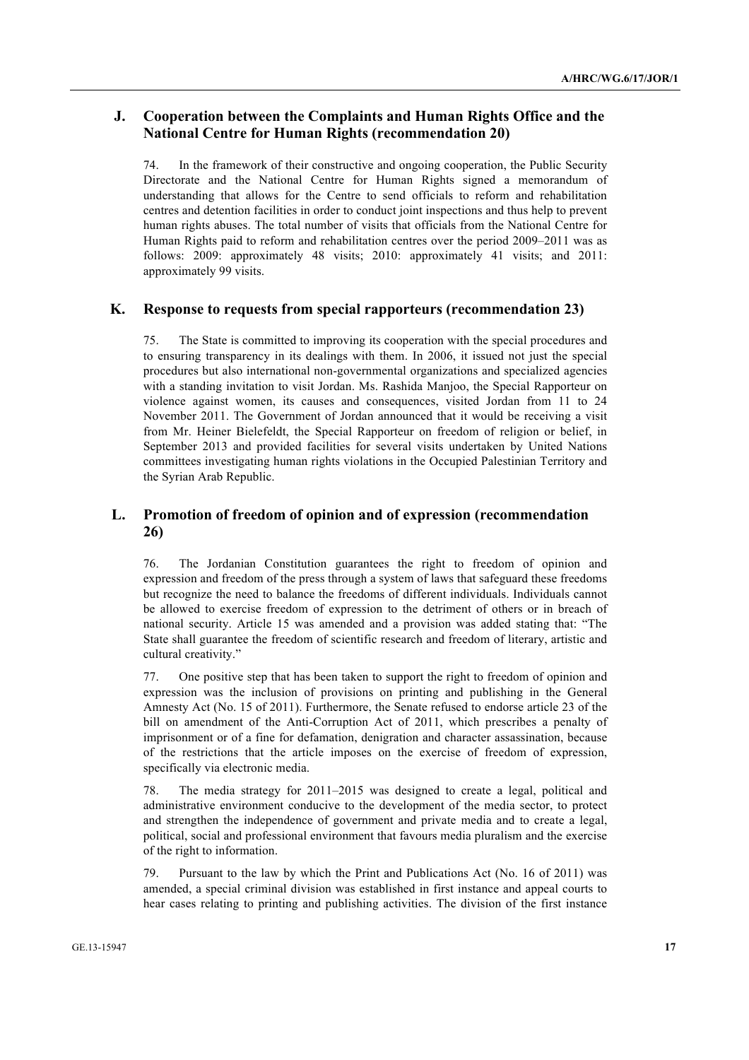## J. Cooperation between the Complaints and Human Rights Office and the National Centre for Human Rights (recommendation 20)

74. In the framework of their constructive and ongoing cooperation, the Public Security Directorate and the National Centre for Human Rights signed a memorandum of understanding that allows for the Centre to send officials to reform and rehabilitation centres and detention facilities in order to conduct joint inspections and thus help to prevent human rights abuses. The total number of visits that officials from the National Centre for Human Rights paid to reform and rehabilitation centres over the period 2009–2011 was as follows: 2009: approximately 48 visits; 2010: approximately 41 visits; and 2011: approximately 99 visits.

## K. Response to requests from special rapporteurs (recommendation 23)

75. The State is committed to improving its cooperation with the special procedures and to ensuring transparency in its dealings with them. In 2006, it issued not just the special procedures but also international non-governmental organizations and specialized agencies with a standing invitation to visit Jordan. Ms. Rashida Manjoo, the Special Rapporteur on violence against women, its causes and consequences, visited Jordan from 11 to 24 November 2011. The Government of Jordan announced that it would be receiving a visit from Mr. Heiner Bielefeldt, the Special Rapporteur on freedom of religion or belief, in September 2013 and provided facilities for several visits undertaken by United Nations committees investigating human rights violations in the Occupied Palestinian Territory and the Syrian Arab Republic.

## L. Promotion of freedom of opinion and of expression (recommendation 26)

76. The Jordanian Constitution guarantees the right to freedom of opinion and expression and freedom of the press through a system of laws that safeguard these freedoms but recognize the need to balance the freedoms of different individuals. Individuals cannot be allowed to exercise freedom of expression to the detriment of others or in breach of national security. Article 15 was amended and a provision was added stating that: "The State shall guarantee the freedom of scientific research and freedom of literary, artistic and cultural creativity."

77. One positive step that has been taken to support the right to freedom of opinion and expression was the inclusion of provisions on printing and publishing in the General Amnesty Act (No. 15 of 2011). Furthermore, the Senate refused to endorse article 23 of the bill on amendment of the Anti-Corruption Act of 2011, which prescribes a penalty of imprisonment or of a fine for defamation, denigration and character assassination, because of the restrictions that the article imposes on the exercise of freedom of expression, specifically via electronic media.

78. The media strategy for 2011–2015 was designed to create a legal, political and administrative environment conducive to the development of the media sector, to protect and strengthen the independence of government and private media and to create a legal, political, social and professional environment that favours media pluralism and the exercise of the right to information.

79. Pursuant to the law by which the Print and Publications Act (No. 16 of 2011) was amended, a special criminal division was established in first instance and appeal courts to hear cases relating to printing and publishing activities. The division of the first instance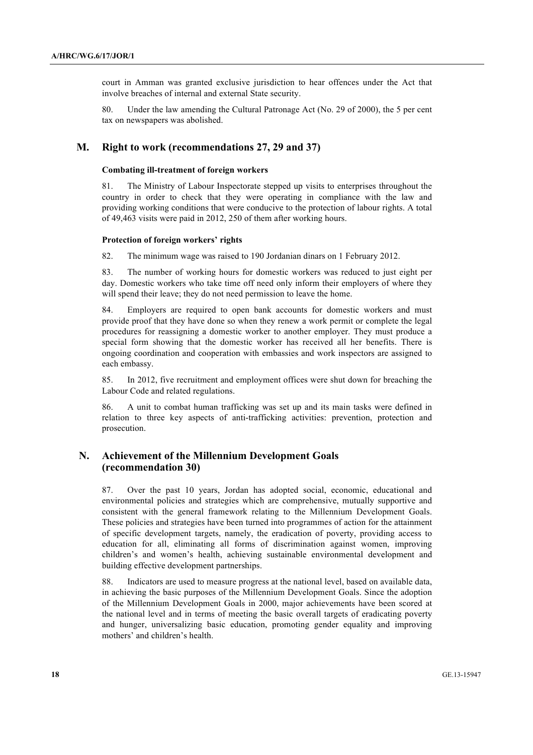court in Amman was granted exclusive jurisdiction to hear offences under the Act that involve breaches of internal and external State security.

80. Under the law amending the Cultural Patronage Act (No. 29 of 2000), the 5 per cent tax on newspapers was abolished.

## M. Right to work (recommendations 27, 29 and 37)

#### Combating ill-treatment of foreign workers

81. The Ministry of Labour Inspectorate stepped up visits to enterprises throughout the country in order to check that they were operating in compliance with the law and providing working conditions that were conducive to the protection of labour rights. A total of 49,463 visits were paid in 2012, 250 of them after working hours.

#### Protection of foreign workers' rights

82. The minimum wage was raised to 190 Jordanian dinars on 1 February 2012.

83. The number of working hours for domestic workers was reduced to just eight per day. Domestic workers who take time off need only inform their employers of where they will spend their leave; they do not need permission to leave the home.

84. Employers are required to open bank accounts for domestic workers and must provide proof that they have done so when they renew a work permit or complete the legal procedures for reassigning a domestic worker to another employer. They must produce a special form showing that the domestic worker has received all her benefits. There is ongoing coordination and cooperation with embassies and work inspectors are assigned to each embassy.

85. In 2012, five recruitment and employment offices were shut down for breaching the Labour Code and related regulations.

86. A unit to combat human trafficking was set up and its main tasks were defined in relation to three key aspects of anti-trafficking activities: prevention, protection and prosecution.

## N. Achievement of the Millennium Development Goals (recommendation 30)

87. Over the past 10 years, Jordan has adopted social, economic, educational and environmental policies and strategies which are comprehensive, mutually supportive and consistent with the general framework relating to the Millennium Development Goals. These policies and strategies have been turned into programmes of action for the attainment of specific development targets, namely, the eradication of poverty, providing access to education for all, eliminating all forms of discrimination against women, improving children's and women's health, achieving sustainable environmental development and building effective development partnerships.

88. Indicators are used to measure progress at the national level, based on available data, in achieving the basic purposes of the Millennium Development Goals. Since the adoption of the Millennium Development Goals in 2000, major achievements have been scored at the national level and in terms of meeting the basic overall targets of eradicating poverty and hunger, universalizing basic education, promoting gender equality and improving mothers' and children's health.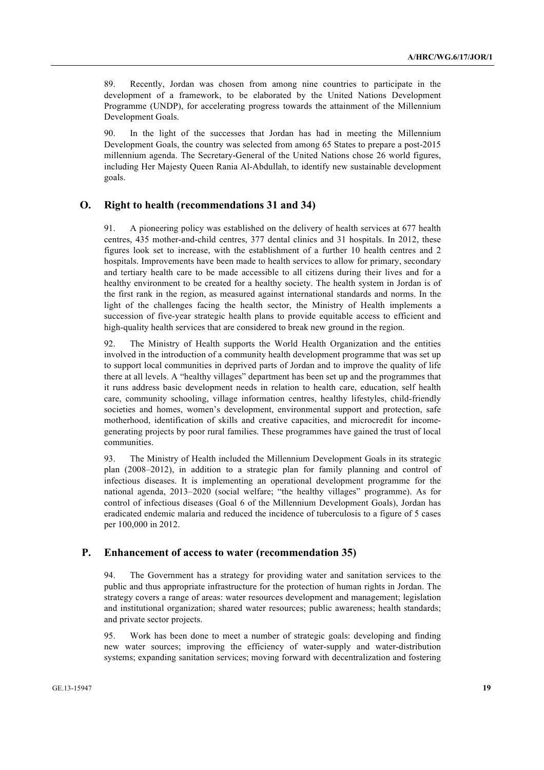89. Recently, Jordan was chosen from among nine countries to participate in the development of a framework, to be elaborated by the United Nations Development Programme (UNDP), for accelerating progress towards the attainment of the Millennium Development Goals.

90. In the light of the successes that Jordan has had in meeting the Millennium Development Goals, the country was selected from among 65 States to prepare a post-2015 millennium agenda. The Secretary-General of the United Nations chose 26 world figures, including Her Majesty Queen Rania Al-Abdullah, to identify new sustainable development goals.

## O. Right to health (recommendations 31 and 34)

91. A pioneering policy was established on the delivery of health services at 677 health centres, 435 mother-and-child centres, 377 dental clinics and 31 hospitals. In 2012, these figures look set to increase, with the establishment of a further 10 health centres and 2 hospitals. Improvements have been made to health services to allow for primary, secondary and tertiary health care to be made accessible to all citizens during their lives and for a healthy environment to be created for a healthy society. The health system in Jordan is of the first rank in the region, as measured against international standards and norms. In the light of the challenges facing the health sector, the Ministry of Health implements a succession of five-year strategic health plans to provide equitable access to efficient and high-quality health services that are considered to break new ground in the region.

92. The Ministry of Health supports the World Health Organization and the entities involved in the introduction of a community health development programme that was set up to support local communities in deprived parts of Jordan and to improve the quality of life there at all levels. A "healthy villages" department has been set up and the programmes that it runs address basic development needs in relation to health care, education, self health care, community schooling, village information centres, healthy lifestyles, child-friendly societies and homes, women's development, environmental support and protection, safe motherhood, identification of skills and creative capacities, and microcredit for income-generating projects by poor rural families. These programmes have gained the trust of local communities.

93. The Ministry of Health included the Millennium Development Goals in its strategic plan (2008–2012), in addition to a strategic plan for family planning and control of infectious diseases. It is implementing an operational development programme for the national agenda, 2013–2020 (social welfare; "the healthy villages" programme). As for control of infectious diseases (Goal 6 of the Millennium Development Goals), Jordan has eradicated endemic malaria and reduced the incidence of tuberculosis to a figure of 5 cases per 100,000 in 2012.

## P. Enhancement of access to water (recommendation 35)

94. The Government has a strategy for providing water and sanitation services to the public and thus appropriate infrastructure for the protection of human rights in Jordan. The strategy covers a range of areas: water resources development and management; legislation and institutional organization; shared water resources; public awareness; health standards; and private sector projects.

95. Work has been done to meet a number of strategic goals: developing and finding new water sources; improving the efficiency of water-supply and water-distribution systems; expanding sanitation services; moving forward with decentralization and fostering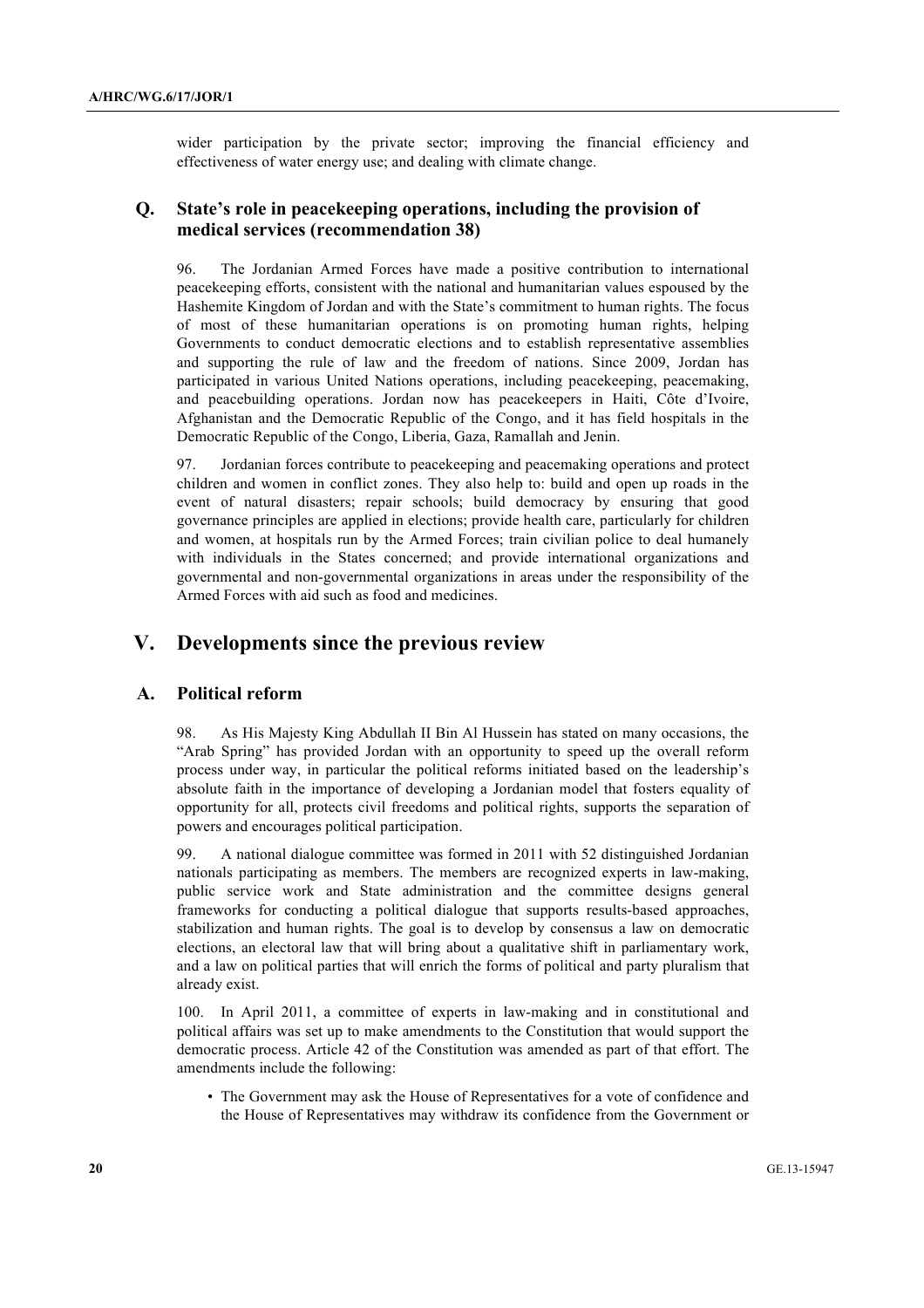wider participation by the private sector; improving the financial efficiency and effectiveness of water energy use; and dealing with climate change.

## Q. State's role in peacekeeping operations, including the provision of medical services (recommendation 38)

96. The Jordanian Armed Forces have made a positive contribution to international peacekeeping efforts, consistent with the national and humanitarian values espoused by the Hashemite Kingdom of Jordan and with the State's commitment to human rights. The focus of most of these humanitarian operations is on promoting human rights, helping Governments to conduct democratic elections and to establish representative assemblies and supporting the rule of law and the freedom of nations. Since 2009, Jordan has participated in various United Nations operations, including peacekeeping, peacemaking, and peacebuilding operations. Jordan now has peacekeepers in Haiti, Côte d'Ivoire, Afghanistan and the Democratic Republic of the Congo, and it has field hospitals in the Democratic Republic of the Congo, Liberia, Gaza, Ramallah and Jenin.

97. Jordanian forces contribute to peacekeeping and peacemaking operations and protect children and women in conflict zones. They also help to: build and open up roads in the event of natural disasters; repair schools; build democracy by ensuring that good governance principles are applied in elections; provide health care, particularly for children and women, at hospitals run by the Armed Forces; train civilian police to deal humanely with individuals in the States concerned; and provide international organizations and governmental and non-governmental organizations in areas under the responsibility of the Armed Forces with aid such as food and medicines.

# V. Developments since the previous review

## A. Political reform

98. As His Majesty King Abdullah II Bin Al Hussein has stated on many occasions, the "Arab Spring" has provided Jordan with an opportunity to speed up the overall reform process under way, in particular the political reforms initiated based on the leadership's absolute faith in the importance of developing a Jordanian model that fosters equality of opportunity for all, protects civil freedoms and political rights, supports the separation of powers and encourages political participation.

99. A national dialogue committee was formed in 2011 with 52 distinguished Jordanian nationals participating as members. The members are recognized experts in law-making, public service work and State administration and the committee designs general frameworks for conducting a political dialogue that supports results-based approaches, stabilization and human rights. The goal is to develop by consensus a law on democratic elections, an electoral law that will bring about a qualitative shift in parliamentary work, and a law on political parties that will enrich the forms of political and party pluralism that already exist.

100. In April 2011, a committee of experts in law-making and in constitutional and political affairs was set up to make amendments to the Constitution that would support the democratic process. Article 42 of the Constitution was amended as part of that effort. The amendments include the following:

- The Government may ask the House of Representatives for a vote of confidence and the House of Representatives may withdraw its confidence from the Government or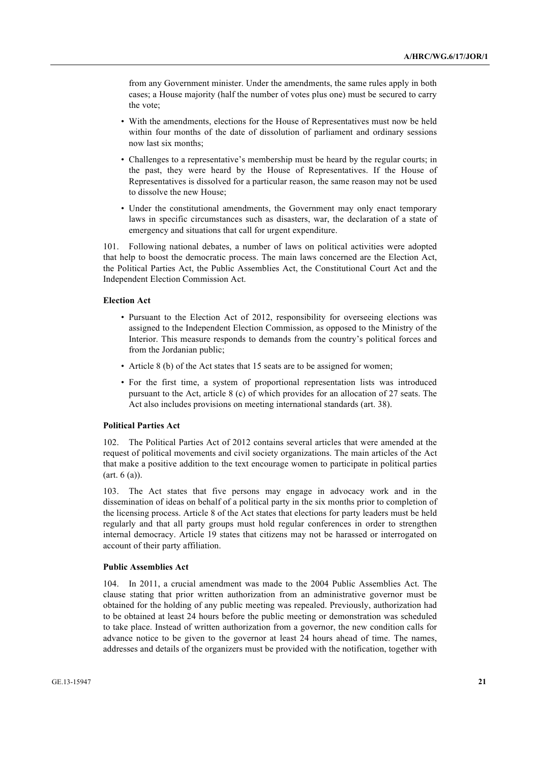from any Government minister. Under the amendments, the same rules apply in both cases; a House majority (half the number of votes plus one) must be secured to carry the vote;

- With the amendments, elections for the House of Representatives must now be held within four months of the date of dissolution of parliament and ordinary sessions now last six months;
- Challenges to a representative's membership must be heard by the regular courts; in the past, they were heard by the House of Representatives. If the House of Representatives is dissolved for a particular reason, the same reason may not be used to dissolve the new House;
- Under the constitutional amendments, the Government may only enact temporary laws in specific circumstances such as disasters, war, the declaration of a state of emergency and situations that call for urgent expenditure.

101. Following national debates, a number of laws on political activities were adopted that help to boost the democratic process. The main laws concerned are the Election Act, the Political Parties Act, the Public Assemblies Act, the Constitutional Court Act and the Independent Election Commission Act.

**Election Act**

- Pursuant to the Election Act of 2012, responsibility for overseeing elections was assigned to the Independent Election Commission, as opposed to the Ministry of the Interior. This measure responds to demands from the country's political forces and from the Jordanian public;
- Article 8 (b) of the Act states that 15 seats are to be assigned for women;
- For the first time, a system of proportional representation lists was introduced pursuant to the Act, article 8 (c) of which provides for an allocation of 27 seats. The Act also includes provisions on meeting international standards (art. 38).

**Political Parties Act**

102. The Political Parties Act of 2012 contains several articles that were amended at the request of political movements and civil society organizations. The main articles of the Act that make a positive addition to the text encourage women to participate in political parties (art. 6 (a)).

103. The Act states that five persons may engage in advocacy work and in the dissemination of ideas on behalf of a political party in the six months prior to completion of the licensing process. Article 8 of the Act states that elections for party leaders must be held regularly and that all party groups must hold regular conferences in order to strengthen internal democracy. Article 19 states that citizens may not be harassed or interrogated on account of their party affiliation.

**Public Assemblies Act**

104. In 2011, a crucial amendment was made to the 2004 Public Assemblies Act. The clause stating that prior written authorization from an administrative governor must be obtained for the holding of any public meeting was repealed. Previously, authorization had to be obtained at least 24 hours before the public meeting or demonstration was scheduled to take place. Instead of written authorization from a governor, the new condition calls for advance notice to be given to the governor at least 24 hours ahead of time. The names, addresses and details of the organizers must be provided with the notification, together with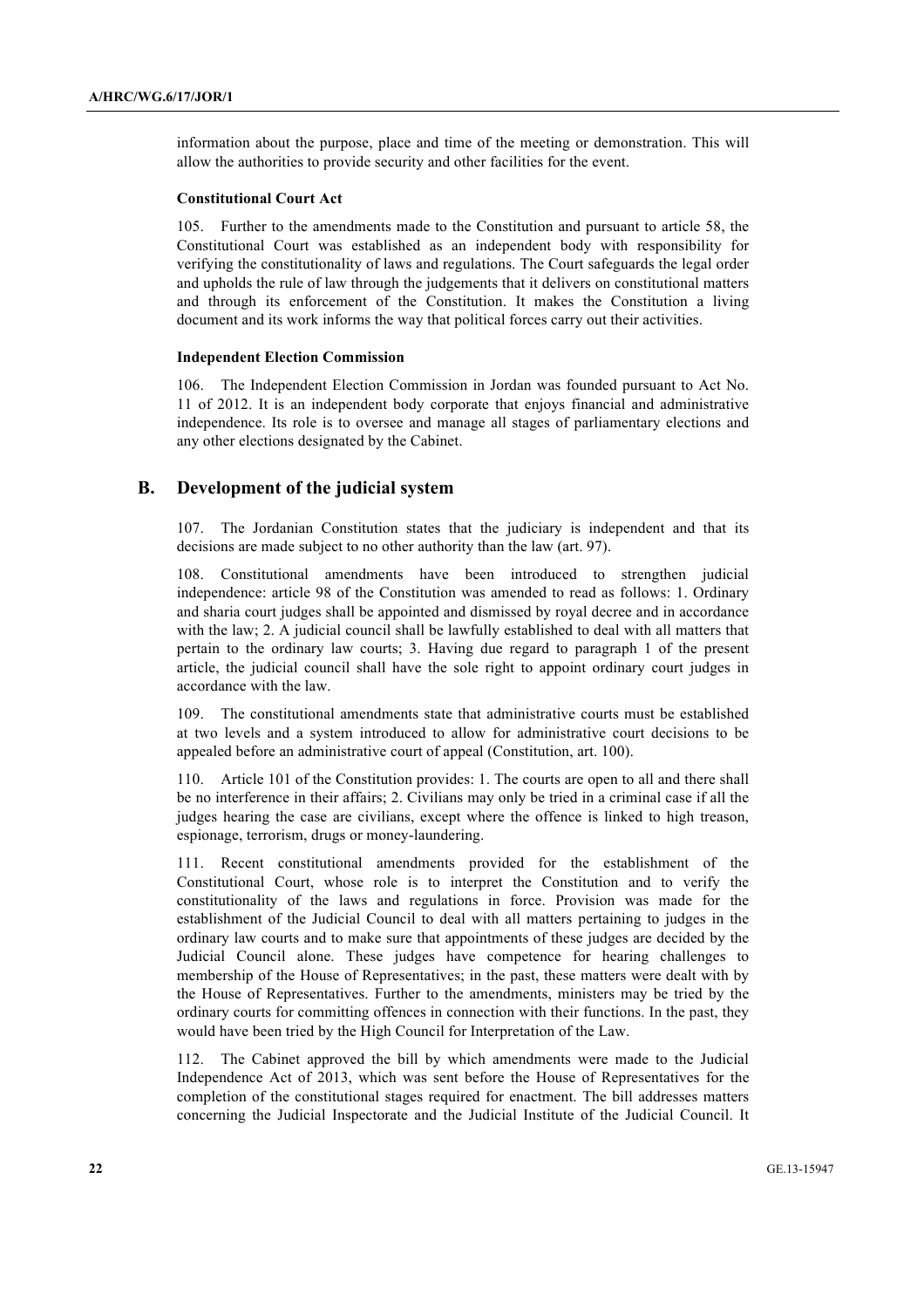information about the purpose, place and time of the meeting or demonstration. This will allow the authorities to provide security and other facilities for the event.

**Constitutional Court Act**

105. Further to the amendments made to the Constitution and pursuant to article 58, the Constitutional Court was established as an independent body with responsibility for verifying the constitutionality of laws and regulations. The Court safeguards the legal order and upholds the rule of law through the judgements that it delivers on constitutional matters and through its enforcement of the Constitution. It makes the Constitution a living document and its work informs the way that political forces carry out their activities.

**Independent Election Commission**

106. The Independent Election Commission in Jordan was founded pursuant to Act No. 11 of 2012. It is an independent body corporate that enjoys financial and administrative independence. Its role is to oversee and manage all stages of parliamentary elections and any other elections designated by the Cabinet.

## B. Development of the judicial system

107. The Jordanian Constitution states that the judiciary is independent and that its decisions are made subject to no other authority than the law (art. 97).

108. Constitutional amendments have been introduced to strengthen judicial independence: article 98 of the Constitution was amended to read as follows: 1. Ordinary and sharia court judges shall be appointed and dismissed by royal decree and in accordance with the law; 2. A judicial council shall be lawfully established to deal with all matters that pertain to the ordinary law courts; 3. Having due regard to paragraph 1 of the present article, the judicial council shall have the sole right to appoint ordinary court judges in accordance with the law.

109. The constitutional amendments state that administrative courts must be established at two levels and a system introduced to allow for administrative court decisions to be appealed before an administrative court of appeal (Constitution, art. 100).

110. Article 101 of the Constitution provides: 1. The courts are open to all and there shall be no interference in their affairs; 2. Civilians may only be tried in a criminal case if all the judges hearing the case are civilians, except where the offence is linked to high treason, espionage, terrorism, drugs or money-laundering.

111. Recent constitutional amendments provided for the establishment of the Constitutional Court, whose role is to interpret the Constitution and to verify the constitutionality of the laws and regulations in force. Provision was made for the establishment of the Judicial Council to deal with all matters pertaining to judges in the ordinary law courts and to make sure that appointments of these judges are decided by the Judicial Council alone. These judges have competence for hearing challenges to membership of the House of Representatives; in the past, these matters were dealt with by the House of Representatives. Further to the amendments, ministers may be tried by the ordinary courts for committing offences in connection with their functions. In the past, they would have been tried by the High Council for Interpretation of the Law.

112. The Cabinet approved the bill by which amendments were made to the Judicial Independence Act of 2013, which was sent before the House of Representatives for the completion of the constitutional stages required for enactment. The bill addresses matters concerning the Judicial Inspectorate and the Judicial Institute of the Judicial Council. It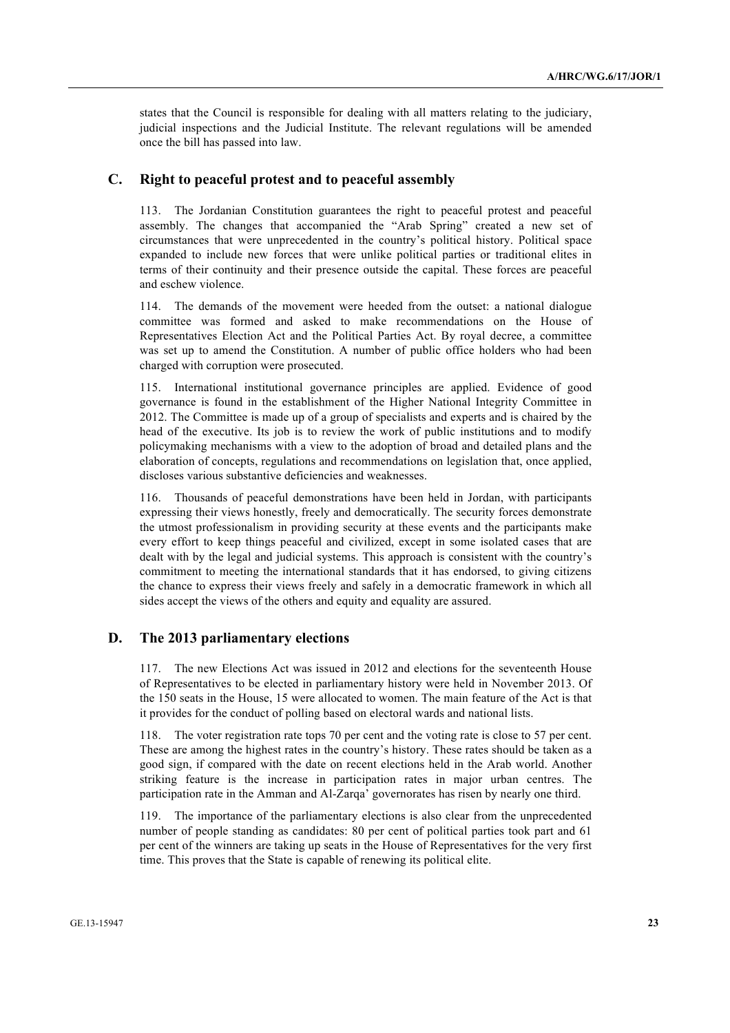states that the Council is responsible for dealing with all matters relating to the judiciary, judicial inspections and the Judicial Institute. The relevant regulations will be amended once the bill has passed into law.

## C. Right to peaceful protest and to peaceful assembly

113. The Jordanian Constitution guarantees the right to peaceful protest and peaceful assembly. The changes that accompanied the "Arab Spring" created a new set of circumstances that were unprecedented in the country's political history. Political space expanded to include new forces that were unlike political parties or traditional elites in terms of their continuity and their presence outside the capital. These forces are peaceful and eschew violence.

114. The demands of the movement were heeded from the outset: a national dialogue committee was formed and asked to make recommendations on the House of Representatives Election Act and the Political Parties Act. By royal decree, a committee was set up to amend the Constitution. A number of public office holders who had been charged with corruption were prosecuted.

115. International institutional governance principles are applied. Evidence of good governance is found in the establishment of the Higher National Integrity Committee in 2012. The Committee is made up of a group of specialists and experts and is chaired by the head of the executive. Its job is to review the work of public institutions and to modify policymaking mechanisms with a view to the adoption of broad and detailed plans and the elaboration of concepts, regulations and recommendations on legislation that, once applied, discloses various substantive deficiencies and weaknesses.

116. Thousands of peaceful demonstrations have been held in Jordan, with participants expressing their views honestly, freely and democratically. The security forces demonstrate the utmost professionalism in providing security at these events and the participants make every effort to keep things peaceful and civilized, except in some isolated cases that are dealt with by the legal and judicial systems. This approach is consistent with the country's commitment to meeting the international standards that it has endorsed, to giving citizens the chance to express their views freely and safely in a democratic framework in which all sides accept the views of the others and equity and equality are assured.

## D. The 2013 parliamentary elections

117. The new Elections Act was issued in 2012 and elections for the seventeenth House of Representatives to be elected in parliamentary history were held in November 2013. Of the 150 seats in the House, 15 were allocated to women. The main feature of the Act is that it provides for the conduct of polling based on electoral wards and national lists.

118. The voter registration rate tops 70 per cent and the voting rate is close to 57 per cent. These are among the highest rates in the country's history. These rates should be taken as a good sign, if compared with the date on recent elections held in the Arab world. Another striking feature is the increase in participation rates in major urban centres. The participation rate in the Amman and Al-Zarqa' governorates has risen by nearly one third.

119. The importance of the parliamentary elections is also clear from the unprecedented number of people standing as candidates: 80 per cent of political parties took part and 61 per cent of the winners are taking up seats in the House of Representatives for the very first time. This proves that the State is capable of renewing its political elite.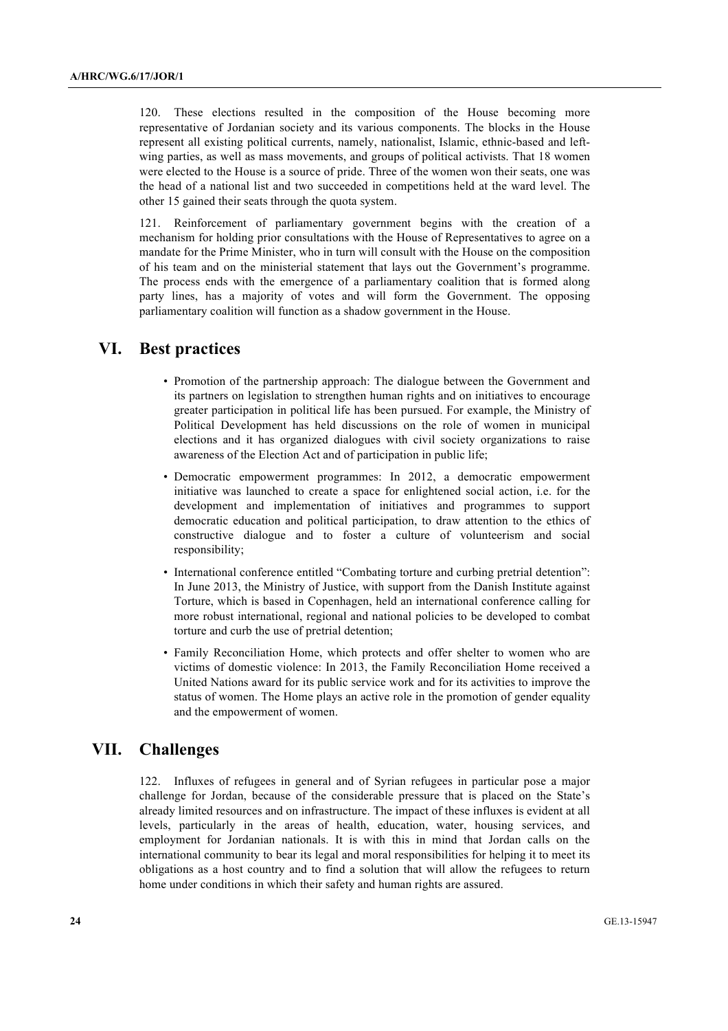120. These elections resulted in the composition of the House becoming more representative of Jordanian society and its various components. The blocks in the House represent all existing political currents, namely, nationalist, Islamic, ethnic-based and left-wing parties, as well as mass movements, and groups of political activists. That 18 women were elected to the House is a source of pride. Three of the women won their seats, one was the head of a national list and two succeeded in competitions held at the ward level. The other 15 gained their seats through the quota system.

121. Reinforcement of parliamentary government begins with the creation of a mechanism for holding prior consultations with the House of Representatives to agree on a mandate for the Prime Minister, who in turn will consult with the House on the composition of his team and on the ministerial statement that lays out the Government's programme. The process ends with the emergence of a parliamentary coalition that is formed along party lines, has a majority of votes and will form the Government. The opposing parliamentary coalition will function as a shadow government in the House.

# VI. Best practices

- Promotion of the partnership approach: The dialogue between the Government and its partners on legislation to strengthen human rights and on initiatives to encourage greater participation in political life has been pursued. For example, the Ministry of Political Development has held discussions on the role of women in municipal elections and it has organized dialogues with civil society organizations to raise awareness of the Election Act and of participation in public life;
- Democratic empowerment programmes: In 2012, a democratic empowerment initiative was launched to create a space for enlightened social action, i.e. for the development and implementation of initiatives and programmes to support democratic education and political participation, to draw attention to the ethics of constructive dialogue and to foster a culture of volunteerism and social responsibility;
- International conference entitled "Combating torture and curbing pretrial detention": In June 2013, the Ministry of Justice, with support from the Danish Institute against Torture, which is based in Copenhagen, held an international conference calling for more robust international, regional and national policies to be developed to combat torture and curb the use of pretrial detention;
- Family Reconciliation Home, which protects and offer shelter to women who are victims of domestic violence: In 2013, the Family Reconciliation Home received a United Nations award for its public service work and for its activities to improve the status of women. The Home plays an active role in the promotion of gender equality and the empowerment of women.

# VII. Challenges

122. Influxes of refugees in general and of Syrian refugees in particular pose a major challenge for Jordan, because of the considerable pressure that is placed on the State's already limited resources and on infrastructure. The impact of these influxes is evident at all levels, particularly in the areas of health, education, water, housing services, and employment for Jordanian nationals. It is with this in mind that Jordan calls on the international community to bear its legal and moral responsibilities for helping it to meet its obligations as a host country and to find a solution that will allow the refugees to return home under conditions in which their safety and human rights are assured.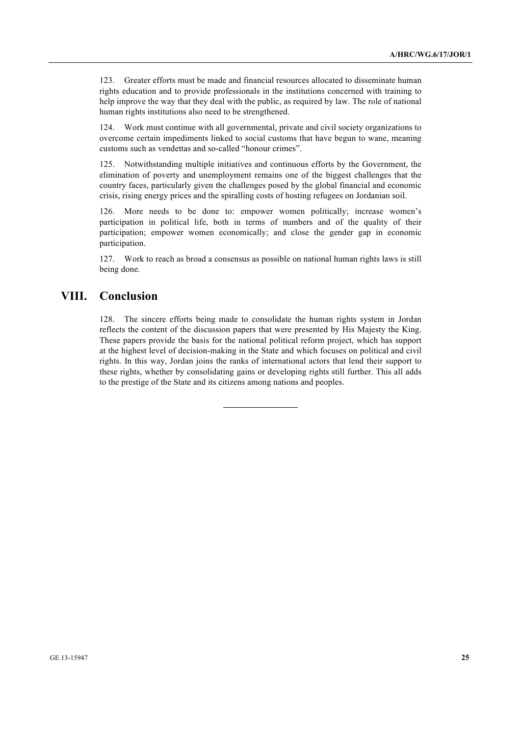123. Greater efforts must be made and financial resources allocated to disseminate human rights education and to provide professionals in the institutions concerned with training to help improve the way that they deal with the public, as required by law. The role of national human rights institutions also need to be strengthened.

124. Work must continue with all governmental, private and civil society organizations to overcome certain impediments linked to social customs that have begun to wane, meaning customs such as vendettas and so-called "honour crimes".

125. Notwithstanding multiple initiatives and continuous efforts by the Government, the elimination of poverty and unemployment remains one of the biggest challenges that the country faces, particularly given the challenges posed by the global financial and economic crisis, rising energy prices and the spiralling costs of hosting refugees on Jordanian soil.

126. More needs to be done to: empower women politically; increase women's participation in political life, both in terms of numbers and of the quality of their participation; empower women economically; and close the gender gap in economic participation.

127. Work to reach as broad a consensus as possible on national human rights laws is still being done.

# VIII. Conclusion

128. The sincere efforts being made to consolidate the human rights system in Jordan reflects the content of the discussion papers that were presented by His Majesty the King. These papers provide the basis for the national political reform project, which has support at the highest level of decision-making in the State and which focuses on political and civil rights. In this way, Jordan joins the ranks of international actors that lend their support to these rights, whether by consolidating gains or developing rights still further. This all adds to the prestige of the State and its citizens among nations and peoples.